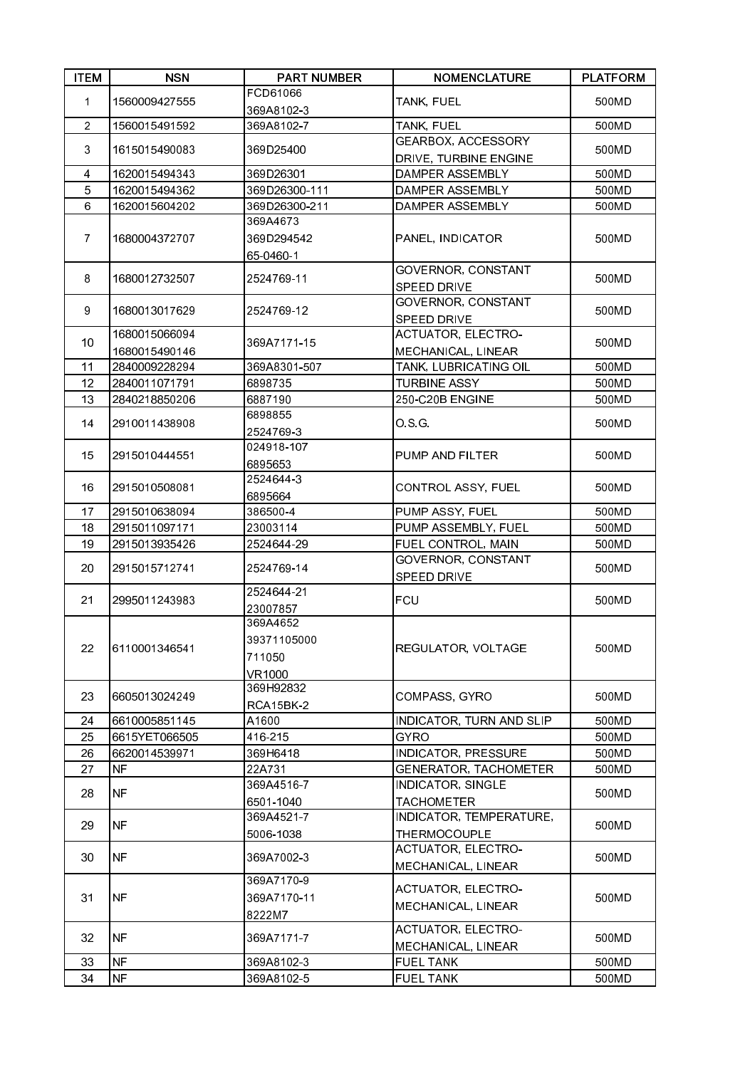| ITEM | NSN | PART NUMBER | NOMENCLATURE | PLATFORM |
|---|---|---|---|---|
| 1 | 1560009427555 | FCD61066<br>369A8102-3 | TANK, FUEL | 500MD |
| 2 | 1560015491592 | 369A8102-7 | TANK, FUEL | 500MD |
| 3 | 1615015490083 | 369D25400 | GEARBOX, ACCESSORY DRIVE, TURBINE ENGINE | 500MD |
| 4 | 1620015494343 | 369D26301 | DAMPER ASSEMBLY | 500MD |
| 5 | 1620015494362 | 369D26300-111 | DAMPER ASSEMBLY | 500MD |
| 6 | 1620015604202 | 369D26300-211 | DAMPER ASSEMBLY | 500MD |
| 7 | 1680004372707 | 369A4673<br>369D294542<br>65-0460-1 | PANEL, INDICATOR | 500MD |
| 8 | 1680012732507 | 2524769-11 | GOVERNOR, CONSTANT SPEED DRIVE | 500MD |
| 9 | 1680013017629 | 2524769-12 | GOVERNOR, CONSTANT SPEED DRIVE | 500MD |
| 10 | 1680015066094<br>1680015490146 | 369A7171-15 | ACTUATOR, ELECTRO-MECHANICAL, LINEAR | 500MD |
| 11 | 2840009228294 | 369A8301-507 | TANK, LUBRICATING OIL | 500MD |
| 12 | 2840011071791 | 6898735 | TURBINE ASSY | 500MD |
| 13 | 2840218850206 | 6887190 | 250-C20B ENGINE | 500MD |
| 14 | 2910011438908 | 6898855<br>2524769-3 | O.S.G. | 500MD |
| 15 | 2915010444551 | 024918-107<br>6895653 | PUMP AND FILTER | 500MD |
| 16 | 2915010508081 | 2524644-3<br>6895664 | CONTROL ASSY, FUEL | 500MD |
| 17 | 2915010638094 | 386500-4 | PUMP ASSY, FUEL | 500MD |
| 18 | 2915011097171 | 23003114 | PUMP ASSEMBLY, FUEL | 500MD |
| 19 | 2915013935426 | 2524644-29 | FUEL CONTROL, MAIN | 500MD |
| 20 | 2915015712741 | 2524769-14 | GOVERNOR, CONSTANT SPEED DRIVE | 500MD |
| 21 | 2995011243983 | 2524644-21<br>23007857 | FCU | 500MD |
| 22 | 6110001346541 | 369A4652<br>39371105000<br>711050<br>VR1000 | REGULATOR, VOLTAGE | 500MD |
| 23 | 6605013024249 | 369H92832<br>RCA15BK-2 | COMPASS, GYRO | 500MD |
| 24 | 6610005851145 | A1600 | INDICATOR, TURN AND SLIP | 500MD |
| 25 | 6615YET066505 | 416-215 | GYRO | 500MD |
| 26 | 6620014539971 | 369H6418 | INDICATOR, PRESSURE | 500MD |
| 27 | NF | 22A731 | GENERATOR, TACHOMETER | 500MD |
| 28 | NF | 369A4516-7<br>6501-1040 | INDICATOR, SINGLE TACHOMETER | 500MD |
| 29 | NF | 369A4521-7<br>5006-1038 | INDICATOR, TEMPERATURE, THERMOCOUPLE | 500MD |
| 30 | NF | 369A7002-3 | ACTUATOR, ELECTRO-MECHANICAL, LINEAR | 500MD |
| 31 | NF | 369A7170-9<br>369A7170-11<br>8222M7 | ACTUATOR, ELECTRO-MECHANICAL, LINEAR | 500MD |
| 32 | NF | 369A7171-7 | ACTUATOR, ELECTRO-MECHANICAL, LINEAR | 500MD |
| 33 | NF | 369A8102-3 | FUEL TANK | 500MD |
| 34 | NF | 369A8102-5 | FUEL TANK | 500MD |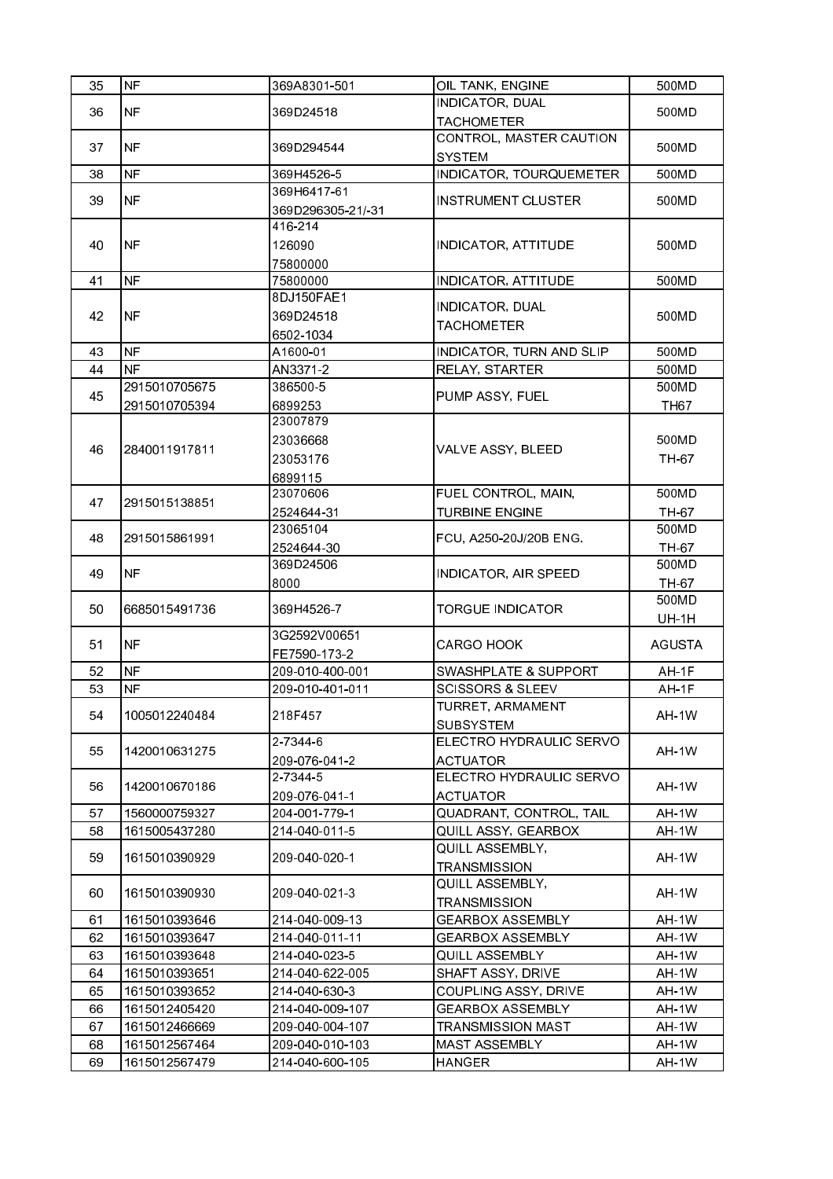| 35 | NF | 369A8301-501 | OIL TANK, ENGINE | 500MD |
|---|---|---|---|---|
| 36 | NF | 369D24518 | INDICATOR, DUAL TACHOMETER | 500MD |
| 37 | NF | 369D294544 | CONTROL, MASTER CAUTION SYSTEM | 500MD |
| 38 | NF | 369H4526-5 | INDICATOR, TOURQUEMETER | 500MD |
| 39 | NF | 369H6417-61<br>369D296305-21/-31 | INSTRUMENT CLUSTER | 500MD |
| 40 | NF | 416-214<br>126090<br>75800000 | INDICATOR, ATTITUDE | 500MD |
| 41 | NF | 75800000 | INDICATOR, ATTITUDE | 500MD |
| 42 | NF | 8DJ150FAE1<br>369D24518<br>6502-1034 | INDICATOR, DUAL TACHOMETER | 500MD |
| 43 | NF | A1600-01 | INDICATOR, TURN AND SLIP | 500MD |
| 44 | NF | AN3371-2 | RELAY, STARTER | 500MD |
| 45 | 2915010705675<br>2915010705394 | 386500-5<br>6899253 | PUMP ASSY, FUEL | 500MD<br>TH67 |
| 46 | 2840011917811 | 23007879<br>23036668<br>23053176<br>6899115 | VALVE ASSY, BLEED | 500MD<br>TH-67 |
| 47 | 2915015138851 | 23070606<br>2524644-31 | FUEL CONTROL, MAIN, TURBINE ENGINE | 500MD<br>TH-67 |
| 48 | 2915015861991 | 23065104<br>2524644-30 | FCU, A250-20J/20B ENG. | 500MD<br>TH-67 |
| 49 | NF | 369D24506<br>8000 | INDICATOR, AIR SPEED | 500MD<br>TH-67 |
| 50 | 6685015491736 | 369H4526-7 | TORGUE INDICATOR | 500MD<br>UH-1H |
| 51 | NF | 3G2592V00651<br>FE7590-173-2 | CARGO HOOK | AGUSTA |
| 52 | NF | 209-010-400-001 | SWASHPLATE & SUPPORT | AH-1F |
| 53 | NF | 209-010-401-011 | SCISSORS & SLEEV | AH-1F |
| 54 | 1005012240484 | 218F457 | TURRET, ARMAMENT SUBSYSTEM | AH-1W |
| 55 | 1420010631275 | 2-7344-6<br>209-076-041-2 | ELECTRO HYDRAULIC SERVO ACTUATOR | AH-1W |
| 56 | 1420010670186 | 2-7344-5<br>209-076-041-1 | ELECTRO HYDRAULIC SERVO ACTUATOR | AH-1W |
| 57 | 1560000759327 | 204-001-779-1 | QUADRANT, CONTROL, TAIL | AH-1W |
| 58 | 1615005437280 | 214-040-011-5 | QUILL ASSY, GEARBOX | AH-1W |
| 59 | 1615010390929 | 209-040-020-1 | QUILL ASSEMBLY, TRANSMISSION | AH-1W |
| 60 | 1615010390930 | 209-040-021-3 | QUILL ASSEMBLY, TRANSMISSION | AH-1W |
| 61 | 1615010393646 | 214-040-009-13 | GEARBOX ASSEMBLY | AH-1W |
| 62 | 1615010393647 | 214-040-011-11 | GEARBOX ASSEMBLY | AH-1W |
| 63 | 1615010393648 | 214-040-023-5 | QUILL ASSEMBLY | AH-1W |
| 64 | 1615010393651 | 214-040-622-005 | SHAFT ASSY, DRIVE | AH-1W |
| 65 | 1615010393652 | 214-040-630-3 | COUPLING ASSY, DRIVE | AH-1W |
| 66 | 1615012405420 | 214-040-009-107 | GEARBOX ASSEMBLY | AH-1W |
| 67 | 1615012466669 | 209-040-004-107 | TRANSMISSION MAST | AH-1W |
| 68 | 1615012567464 | 209-040-010-103 | MAST ASSEMBLY | AH-1W |
| 69 | 1615012567479 | 214-040-600-105 | HANGER | AH-1W |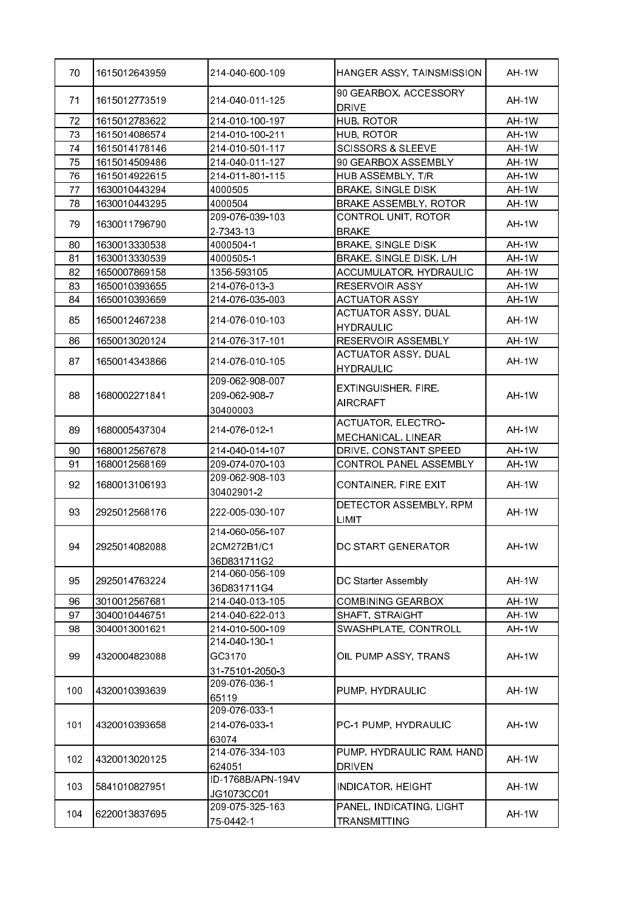| 70 | 1615012643959 | 214-040-600-109 | HANGER ASSY, TAINSMISSION | AH-1W |
|---|---|---|---|---|
| 71 | 1615012773519 | 214-040-011-125 | 90 GEARBOX, ACCESSORY DRIVE | AH-1W |
| 72 | 1615012783622 | 214-010-100-197 | HUB, ROTOR | AH-1W |
| 73 | 1615014086574 | 214-010-100-211 | HUB, ROTOR | AH-1W |
| 74 | 1615014178146 | 214-010-501-117 | SCISSORS & SLEEVE | AH-1W |
| 75 | 1615014509486 | 214-040-011-127 | 90 GEARBOX ASSEMBLY | AH-1W |
| 76 | 1615014922615 | 214-011-801-115 | HUB ASSEMBLY, T/R | AH-1W |
| 77 | 1630010443294 | 4000505 | BRAKE, SINGLE DISK | AH-1W |
| 78 | 1630010443295 | 4000504 | BRAKE ASSEMBLY, ROTOR | AH-1W |
| 79 | 1630011796790 | 209-076-039-103<br>2-7343-13 | CONTROL UNIT, ROTOR BRAKE | AH-1W |
| 80 | 1630013330538 | 4000504-1 | BRAKE, SINGLE DISK | AH-1W |
| 81 | 1630013330539 | 4000505-1 | BRAKE, SINGLE DISK, L/H | AH-1W |
| 82 | 1650007869158 | 1356-593105 | ACCUMULATOR, HYDRAULIC | AH-1W |
| 83 | 1650010393655 | 214-076-013-3 | RESERVOIR ASSY | AH-1W |
| 84 | 1650010393659 | 214-076-035-003 | ACTUATOR ASSY | AH-1W |
| 85 | 1650012467238 | 214-076-010-103 | ACTUATOR ASSY, DUAL HYDRAULIC | AH-1W |
| 86 | 1650013020124 | 214-076-317-101 | RESERVOIR ASSEMBLY | AH-1W |
| 87 | 1650014343866 | 214-076-010-105 | ACTUATOR ASSY, DUAL HYDRAULIC | AH-1W |
| 88 | 1680002271841 | 209-062-908-007<br>209-062-908-7<br>30400003 | EXTINGUISHER, FIRE, AIRCRAFT | AH-1W |
| 89 | 1680005437304 | 214-076-012-1 | ACTUATOR, ELECTRO-MECHANICAL, LINEAR | AH-1W |
| 90 | 1680012567678 | 214-040-014-107 | DRIVE, CONSTANT SPEED | AH-1W |
| 91 | 1680012568169 | 209-074-070-103 | CONTROL PANEL ASSEMBLY | AH-1W |
| 92 | 1680013106193 | 209-062-908-103<br>30402901-2 | CONTAINER, FIRE EXIT | AH-1W |
| 93 | 2925012568176 | 222-005-030-107 | DETECTOR ASSEMBLY, RPM LIMIT | AH-1W |
| 94 | 2925014082088 | 214-060-056-107<br>2CM272B1/C1<br>36D831711G2 | DC START GENERATOR | AH-1W |
| 95 | 2925014763224 | 214-060-056-109<br>36D831711G4 | DC Starter Assembly | AH-1W |
| 96 | 3010012567681 | 214-040-013-105 | COMBINING GEARBOX | AH-1W |
| 97 | 3040010446751 | 214-040-622-013 | SHAFT, STRAIGHT | AH-1W |
| 98 | 3040013001621 | 214-010-500-109 | SWASHPLATE, CONTROLL | AH-1W |
| 99 | 4320004823088 | 214-040-130-1<br>GC3170<br>31-75101-2050-3 | OIL PUMP ASSY, TRANS | AH-1W |
| 100 | 4320010393639 | 209-076-036-1<br>65119 | PUMP, HYDRAULIC | AH-1W |
| 101 | 4320010393658 | 209-076-033-1<br>214-076-033-1<br>63074 | PC-1 PUMP, HYDRAULIC | AH-1W |
| 102 | 4320013020125 | 214-076-334-103<br>624051 | PUMP, HYDRAULIC RAM, HAND DRIVEN | AH-1W |
| 103 | 5841010827951 | ID-1768B/APN-194V<br>JG1073CC01 | INDICATOR, HEIGHT | AH-1W |
| 104 | 6220013837695 | 209-075-325-163<br>75-0442-1 | PANEL, INDICATING, LIGHT TRANSMITTING | AH-1W |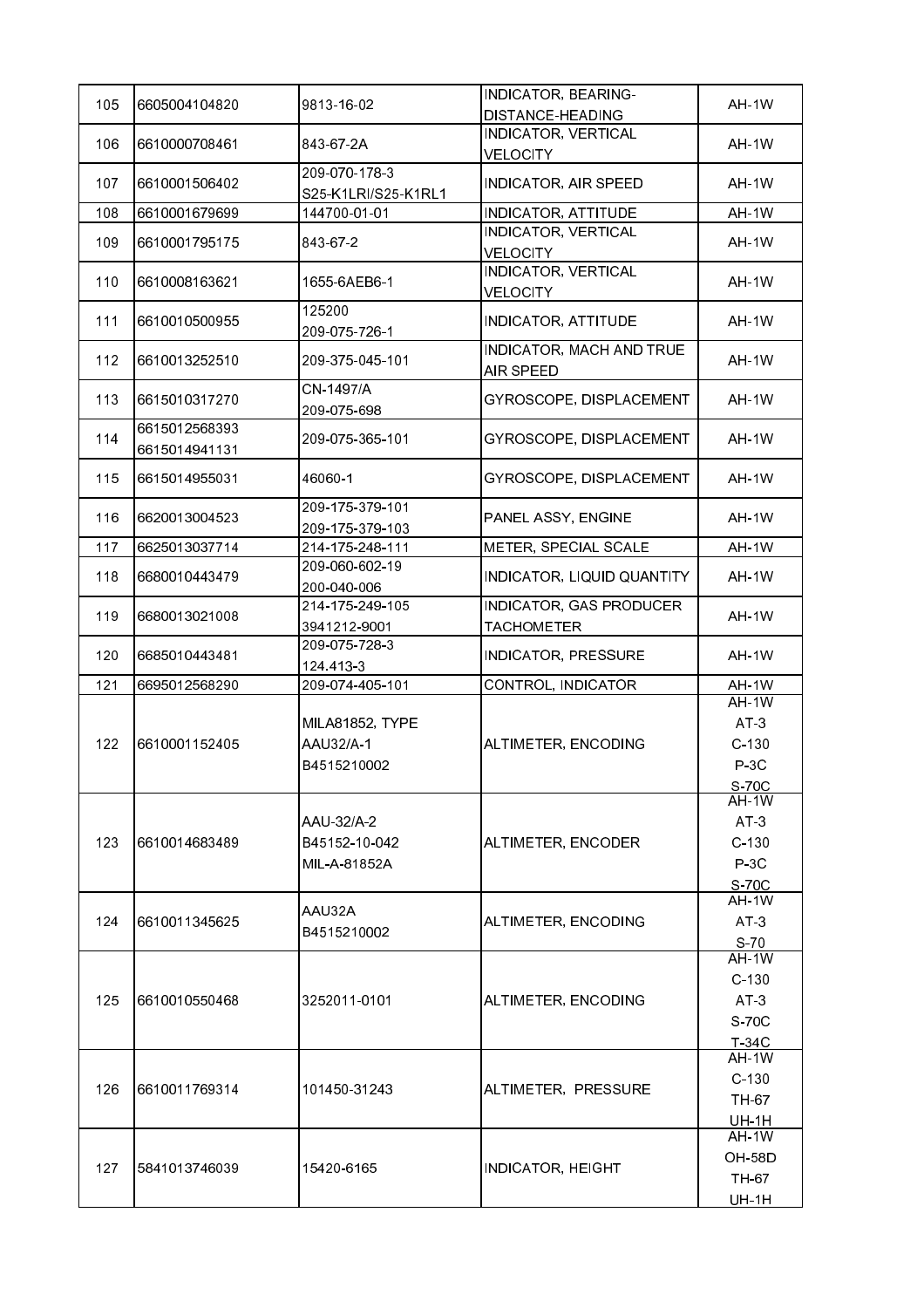| 105 | 6605004104820 | 9813-16-02 | INDICATOR, BEARING-DISTANCE-HEADING | AH-1W |
|---|---|---|---|---|
| 106 | 6610000708461 | 843-67-2A | INDICATOR, VERTICAL VELOCITY | AH-1W |
| 107 | 6610001506402 | 209-070-178-3<br>S25-K1LRI/S25-K1RL1 | INDICATOR, AIR SPEED | AH-1W |
| 108 | 6610001679699 | 144700-01-01 | INDICATOR, ATTITUDE | AH-1W |
| 109 | 6610001795175 | 843-67-2 | INDICATOR, VERTICAL VELOCITY | AH-1W |
| 110 | 6610008163621 | 1655-6AEB6-1 | INDICATOR, VERTICAL VELOCITY | AH-1W |
| 111 | 6610010500955 | 125200<br>209-075-726-1 | INDICATOR, ATTITUDE | AH-1W |
| 112 | 6610013252510 | 209-375-045-101 | INDICATOR, MACH AND TRUE AIR SPEED | AH-1W |
| 113 | 6615010317270 | CN-1497/A<br>209-075-698 | GYROSCOPE, DISPLACEMENT | AH-1W |
| 114 | 6615012568393<br>6615014941131 | 209-075-365-101 | GYROSCOPE, DISPLACEMENT | AH-1W |
| 115 | 6615014955031 | 46060-1 | GYROSCOPE, DISPLACEMENT | AH-1W |
| 116 | 6620013004523 | 209-175-379-101<br>209-175-379-103 | PANEL ASSY, ENGINE | AH-1W |
| 117 | 6625013037714 | 214-175-248-111 | METER, SPECIAL SCALE | AH-1W |
| 118 | 6680010443479 | 209-060-602-19<br>200-040-006 | INDICATOR, LIQUID QUANTITY | AH-1W |
| 119 | 6680013021008 | 214-175-249-105<br>3941212-9001 | INDICATOR, GAS PRODUCER TACHOMETER | AH-1W |
| 120 | 6685010443481 | 209-075-728-3<br>124.413-3 | INDICATOR, PRESSURE | AH-1W |
| 121 | 6695012568290 | 209-074-405-101 | CONTROL, INDICATOR | AH-1W |
| 122 | 6610001152405 | MILA81852, TYPE<br>AAU32/A-1<br>B4515210002 | ALTIMETER, ENCODING | AH-1W<br>AT-3<br>C-130<br>P-3C<br>S-70C |
| 123 | 6610014683489 | AAU-32/A-2<br>B45152-10-042<br>MIL-A-81852A | ALTIMETER, ENCODER | AH-1W<br>AT-3<br>C-130<br>P-3C<br>S-70C |
| 124 | 6610011345625 | AAU32A<br>B4515210002 | ALTIMETER, ENCODING | AH-1W<br>AT-3<br>S-70 |
| 125 | 6610010550468 | 3252011-0101 | ALTIMETER, ENCODING | AH-1W<br>C-130<br>AT-3<br>S-70C<br>T-34C |
| 126 | 6610011769314 | 101450-31243 | ALTIMETER, PRESSURE | AH-1W<br>C-130<br>TH-67<br>UH-1H |
| 127 | 5841013746039 | 15420-6165 | INDICATOR, HEIGHT | AH-1W<br>OH-58D<br>TH-67<br>UH-1H |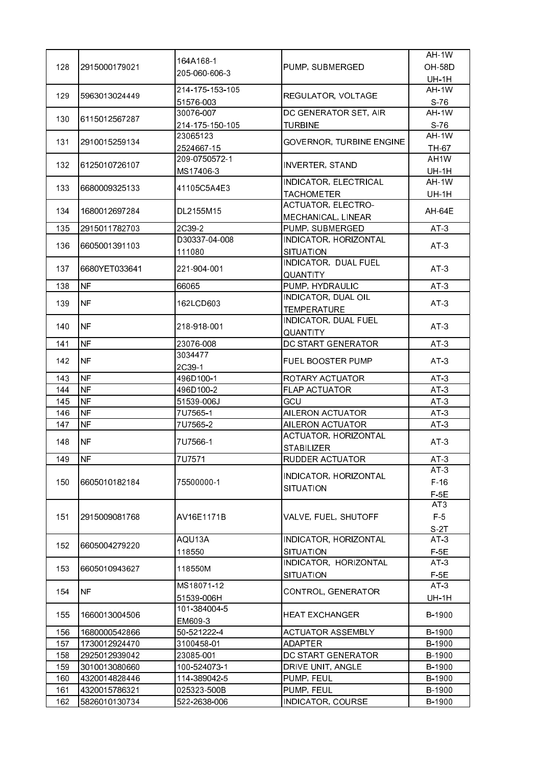| 128 | 2915000179021 | 164A168-1<br>205-060-606-3 | PUMP, SUBMERGED | AH-1W<br>OH-58D<br>UH-1H |
|---|---|---|---|---|
| 129 | 5963013024449 | 214-175-153-105<br>51576-003 | REGULATOR, VOLTAGE | AH-1W<br>S-76 |
| 130 | 6115012567287 | 30076-007<br>214-175-150-105 | DC GENERATOR SET, AIR TURBINE | AH-1W<br>S-76 |
| 131 | 2910015259134 | 23065123<br>2524667-15 | GOVERNOR, TURBINE ENGINE | AH-1W<br>TH-67 |
| 132 | 6125010726107 | 209-0750572-1<br>MS17406-3 | INVERTER, STAND | AH1W<br>UH-1H |
| 133 | 6680009325133 | 41105C5A4E3 | INDICATOR, ELECTRICAL TACHOMETER | AH-1W<br>UH-1H |
| 134 | 1680012697284 | DL2155M15 | ACTUATOR, ELECTRO-MECHANICAL, LINEAR | AH-64E |
| 135 | 2915011782703 | 2C39-2 | PUMP, SUBMERGED | AT-3 |
| 136 | 6605001391103 | D30337-04-008<br>111080 | INDICATOR, HORIZONTAL SITUATION | AT-3 |
| 137 | 6680YET033641 | 221-904-001 | INDICATOR, DUAL FUEL QUANTITY | AT-3 |
| 138 | NF | 66065 | PUMP, HYDRAULIC | AT-3 |
| 139 | NF | 162LCD603 | INDICATOR, DUAL OIL TEMPERATURE | AT-3 |
| 140 | NF | 218-918-001 | INDICATOR, DUAL FUEL QUANTITY | AT-3 |
| 141 | NF | 23076-008 | DC START GENERATOR | AT-3 |
| 142 | NF | 3034477<br>2C39-1 | FUEL BOOSTER PUMP | AT-3 |
| 143 | NF | 496D100-1 | ROTARY ACTUATOR | AT-3 |
| 144 | NF | 496D100-2 | FLAP ACTUATOR | AT-3 |
| 145 | NF | 51539-006J | GCU | AT-3 |
| 146 | NF | 7U7565-1 | AILERON ACTUATOR | AT-3 |
| 147 | NF | 7U7565-2 | AILERON ACTUATOR | AT-3 |
| 148 | NF | 7U7566-1 | ACTUATOR, HORIZONTAL STABILIZER | AT-3 |
| 149 | NF | 7U7571 | RUDDER ACTUATOR | AT-3 |
| 150 | 6605010182184 | 75500000-1 | INDICATOR, HORIZONTAL SITUATION | AT-3<br>F-16<br>F-5E |
| 151 | 2915009081768 | AV16E1171B | VALVE, FUEL, SHUTOFF | AT3<br>F-5<br>S-2T |
| 152 | 6605004279220 | AQU13A<br>118550 | INDICATOR, HORIZONTAL SITUATION | AT-3<br>F-5E |
| 153 | 6605010943627 | 118550M | INDICATOR, HORIZONTAL SITUATION | AT-3<br>F-5E |
| 154 | NF | MS18071-12<br>51539-006H | CONTROL, GENERATOR | AT-3<br>UH-1H |
| 155 | 1660013004506 | 101-384004-5<br>EM609-3 | HEAT EXCHANGER | B-1900 |
| 156 | 1680000542866 | 50-521222-4 | ACTUATOR ASSEMBLY | B-1900 |
| 157 | 1730012924470 | 3100458-01 | ADAPTER | B-1900 |
| 158 | 2925012939042 | 23085-001 | DC START GENERATOR | B-1900 |
| 159 | 3010013080660 | 100-524073-1 | DRIVE UNIT, ANGLE | B-1900 |
| 160 | 4320014828446 | 114-389042-5 | PUMP, FEUL | B-1900 |
| 161 | 4320015786321 | 025323-500B | PUMP, FEUL | B-1900 |
| 162 | 5826010130734 | 522-2638-006 | INDICATOR, COURSE | B-1900 |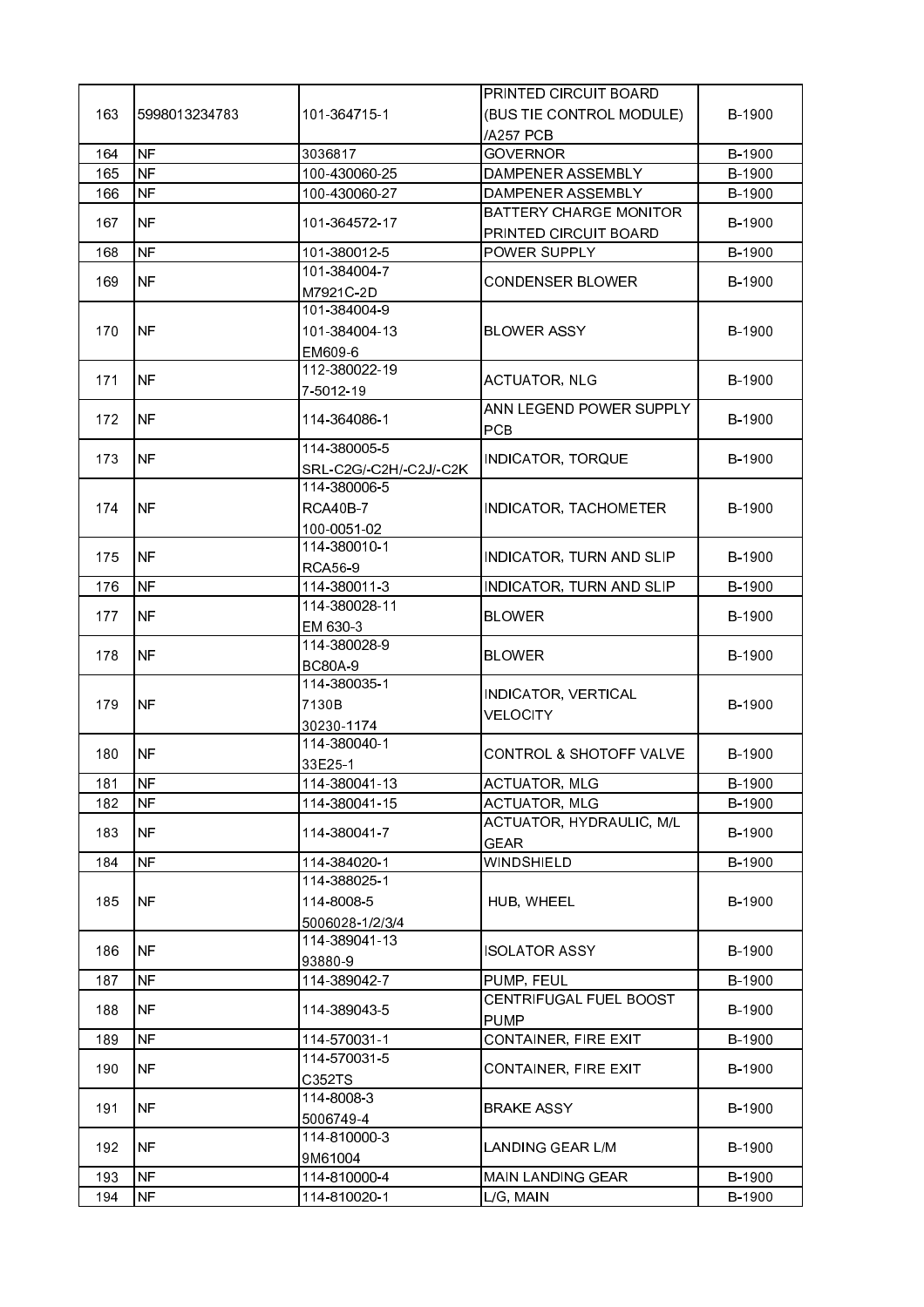| 163 | 5998013234783 | 101-364715-1 | PRINTED CIRCUIT BOARD (BUS TIE CONTROL MODULE) /A257 PCB | B-1900 |
|---|---|---|---|---|
| 164 | NF | 3036817 | GOVERNOR | B-1900 |
| 165 | NF | 100-430060-25 | DAMPENER ASSEMBLY | B-1900 |
| 166 | NF | 100-430060-27 | DAMPENER ASSEMBLY | B-1900 |
| 167 | NF | 101-364572-17 | BATTERY CHARGE MONITOR PRINTED CIRCUIT BOARD | B-1900 |
| 168 | NF | 101-380012-5 | POWER SUPPLY | B-1900 |
| 169 | NF | 101-384004-7<br>M7921C-2D | CONDENSER BLOWER | B-1900 |
| 170 | NF | 101-384004-9<br>101-384004-13<br>EM609-6 | BLOWER ASSY | B-1900 |
| 171 | NF | 112-380022-19<br>7-5012-19 | ACTUATOR, NLG | B-1900 |
| 172 | NF | 114-364086-1 | ANN LEGEND POWER SUPPLY PCB | B-1900 |
| 173 | NF | 114-380005-5<br>SRL-C2G/-C2H/-C2J/-C2K | INDICATOR, TORQUE | B-1900 |
| 174 | NF | 114-380006-5<br>RCA40B-7<br>100-0051-02 | INDICATOR, TACHOMETER | B-1900 |
| 175 | NF | 114-380010-1<br>RCA56-9 | INDICATOR, TURN AND SLIP | B-1900 |
| 176 | NF | 114-380011-3 | INDICATOR, TURN AND SLIP | B-1900 |
| 177 | NF | 114-380028-11<br>EM 630-3 | BLOWER | B-1900 |
| 178 | NF | 114-380028-9<br>BC80A-9 | BLOWER | B-1900 |
| 179 | NF | 114-380035-1<br>7130B<br>30230-1174 | INDICATOR, VERTICAL VELOCITY | B-1900 |
| 180 | NF | 114-380040-1<br>33E25-1 | CONTROL & SHOTOFF VALVE | B-1900 |
| 181 | NF | 114-380041-13 | ACTUATOR, MLG | B-1900 |
| 182 | NF | 114-380041-15 | ACTUATOR, MLG | B-1900 |
| 183 | NF | 114-380041-7 | ACTUATOR, HYDRAULIC, M/L GEAR | B-1900 |
| 184 | NF | 114-384020-1 | WINDSHIELD | B-1900 |
| 185 | NF | 114-388025-1<br>114-8008-5<br>5006028-1/2/3/4 | HUB, WHEEL | B-1900 |
| 186 | NF | 114-389041-13<br>93880-9 | ISOLATOR ASSY | B-1900 |
| 187 | NF | 114-389042-7 | PUMP, FEUL | B-1900 |
| 188 | NF | 114-389043-5 | CENTRIFUGAL FUEL BOOST PUMP | B-1900 |
| 189 | NF | 114-570031-1 | CONTAINER, FIRE EXIT | B-1900 |
| 190 | NF | 114-570031-5<br>C352TS | CONTAINER, FIRE EXIT | B-1900 |
| 191 | NF | 114-8008-3<br>5006749-4 | BRAKE ASSY | B-1900 |
| 192 | NF | 114-810000-3<br>9M61004 | LANDING GEAR L/M | B-1900 |
| 193 | NF | 114-810000-4 | MAIN LANDING GEAR | B-1900 |
| 194 | NF | 114-810020-1 | L/G, MAIN | B-1900 |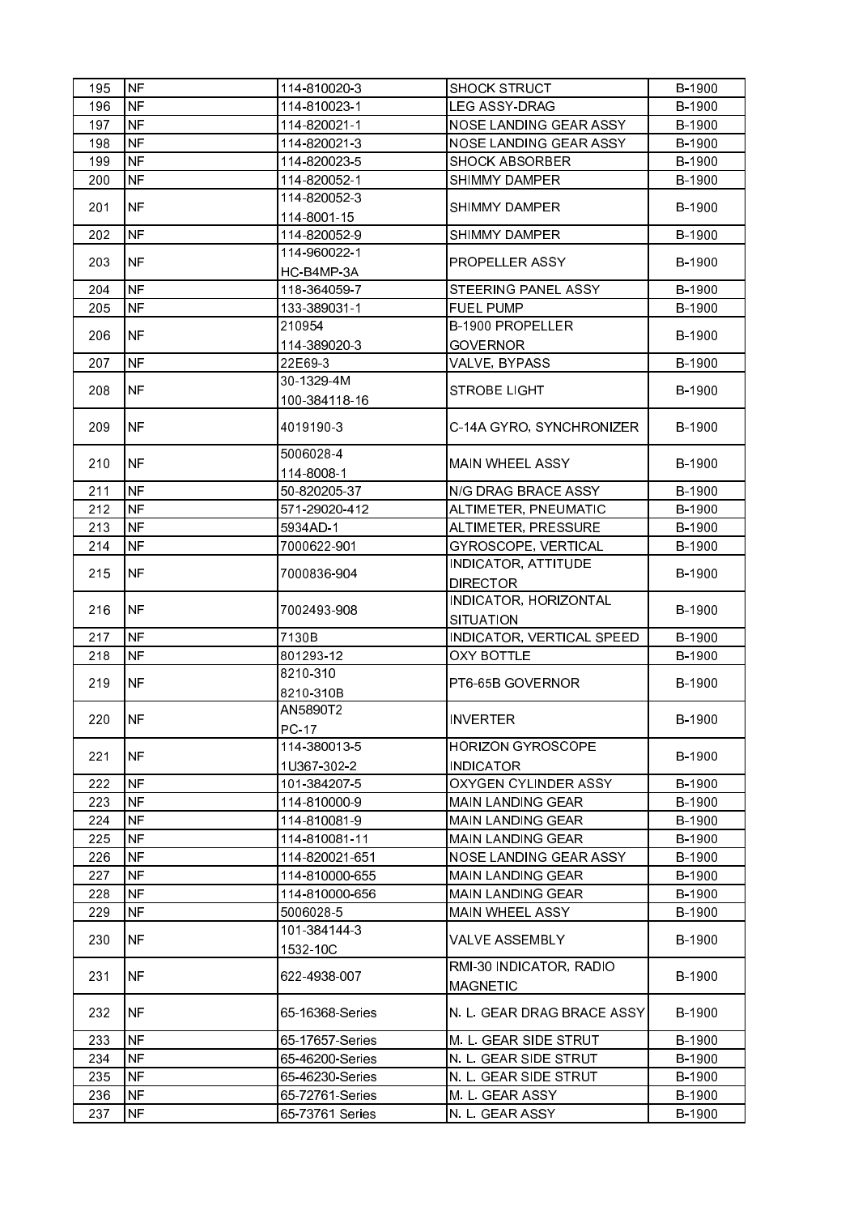| | | | | |
|---|---|---|---|---|
| 195 | NF | 114-810020-3 | SHOCK STRUCT | B-1900 |
| 196 | NF | 114-810023-1 | LEG ASSY-DRAG | B-1900 |
| 197 | NF | 114-820021-1 | NOSE LANDING GEAR ASSY | B-1900 |
| 198 | NF | 114-820021-3 | NOSE LANDING GEAR ASSY | B-1900 |
| 199 | NF | 114-820023-5 | SHOCK ABSORBER | B-1900 |
| 200 | NF | 114-820052-1 | SHIMMY DAMPER | B-1900 |
| 201 | NF | 114-820052-3<br>114-8001-15 | SHIMMY DAMPER | B-1900 |
| 202 | NF | 114-820052-9 | SHIMMY DAMPER | B-1900 |
| 203 | NF | 114-960022-1<br>HC-B4MP-3A | PROPELLER ASSY | B-1900 |
| 204 | NF | 118-364059-7 | STEERING PANEL ASSY | B-1900 |
| 205 | NF | 133-389031-1 | FUEL PUMP | B-1900 |
| 206 | NF | 210954<br>114-389020-3 | B-1900 PROPELLER GOVERNOR | B-1900 |
| 207 | NF | 22E69-3 | VALVE, BYPASS | B-1900 |
| 208 | NF | 30-1329-4M<br>100-384118-16 | STROBE LIGHT | B-1900 |
| 209 | NF | 4019190-3 | C-14A GYRO, SYNCHRONIZER | B-1900 |
| 210 | NF | 5006028-4<br>114-8008-1 | MAIN WHEEL ASSY | B-1900 |
| 211 | NF | 50-820205-37 | N/G DRAG BRACE ASSY | B-1900 |
| 212 | NF | 571-29020-412 | ALTIMETER, PNEUMATIC | B-1900 |
| 213 | NF | 5934AD-1 | ALTIMETER, PRESSURE | B-1900 |
| 214 | NF | 7000622-901 | GYROSCOPE, VERTICAL | B-1900 |
| 215 | NF | 7000836-904 | INDICATOR, ATTITUDE DIRECTOR | B-1900 |
| 216 | NF | 7002493-908 | INDICATOR, HORIZONTAL SITUATION | B-1900 |
| 217 | NF | 7130B | INDICATOR, VERTICAL SPEED | B-1900 |
| 218 | NF | 801293-12 | OXY BOTTLE | B-1900 |
| 219 | NF | 8210-310<br>8210-310B | PT6-65B GOVERNOR | B-1900 |
| 220 | NF | AN5890T2<br>PC-17 | INVERTER | B-1900 |
| 221 | NF | 114-380013-5<br>1U367-302-2 | HORIZON GYROSCOPE INDICATOR | B-1900 |
| 222 | NF | 101-384207-5 | OXYGEN CYLINDER ASSY | B-1900 |
| 223 | NF | 114-810000-9 | MAIN LANDING GEAR | B-1900 |
| 224 | NF | 114-810081-9 | MAIN LANDING GEAR | B-1900 |
| 225 | NF | 114-810081-11 | MAIN LANDING GEAR | B-1900 |
| 226 | NF | 114-820021-651 | NOSE LANDING GEAR ASSY | B-1900 |
| 227 | NF | 114-810000-655 | MAIN LANDING GEAR | B-1900 |
| 228 | NF | 114-810000-656 | MAIN LANDING GEAR | B-1900 |
| 229 | NF | 5006028-5 | MAIN WHEEL ASSY | B-1900 |
| 230 | NF | 101-384144-3<br>1532-10C | VALVE ASSEMBLY | B-1900 |
| 231 | NF | 622-4938-007 | RMI-30 INDICATOR, RADIO MAGNETIC | B-1900 |
| 232 | NF | 65-16368-Series | N. L. GEAR DRAG BRACE ASSY | B-1900 |
| 233 | NF | 65-17657-Series | M. L. GEAR SIDE STRUT | B-1900 |
| 234 | NF | 65-46200-Series | N. L. GEAR SIDE STRUT | B-1900 |
| 235 | NF | 65-46230-Series | N. L. GEAR SIDE STRUT | B-1900 |
| 236 | NF | 65-72761-Series | M. L. GEAR ASSY | B-1900 |
| 237 | NF | 65-73761 Series | N. L. GEAR ASSY | B-1900 |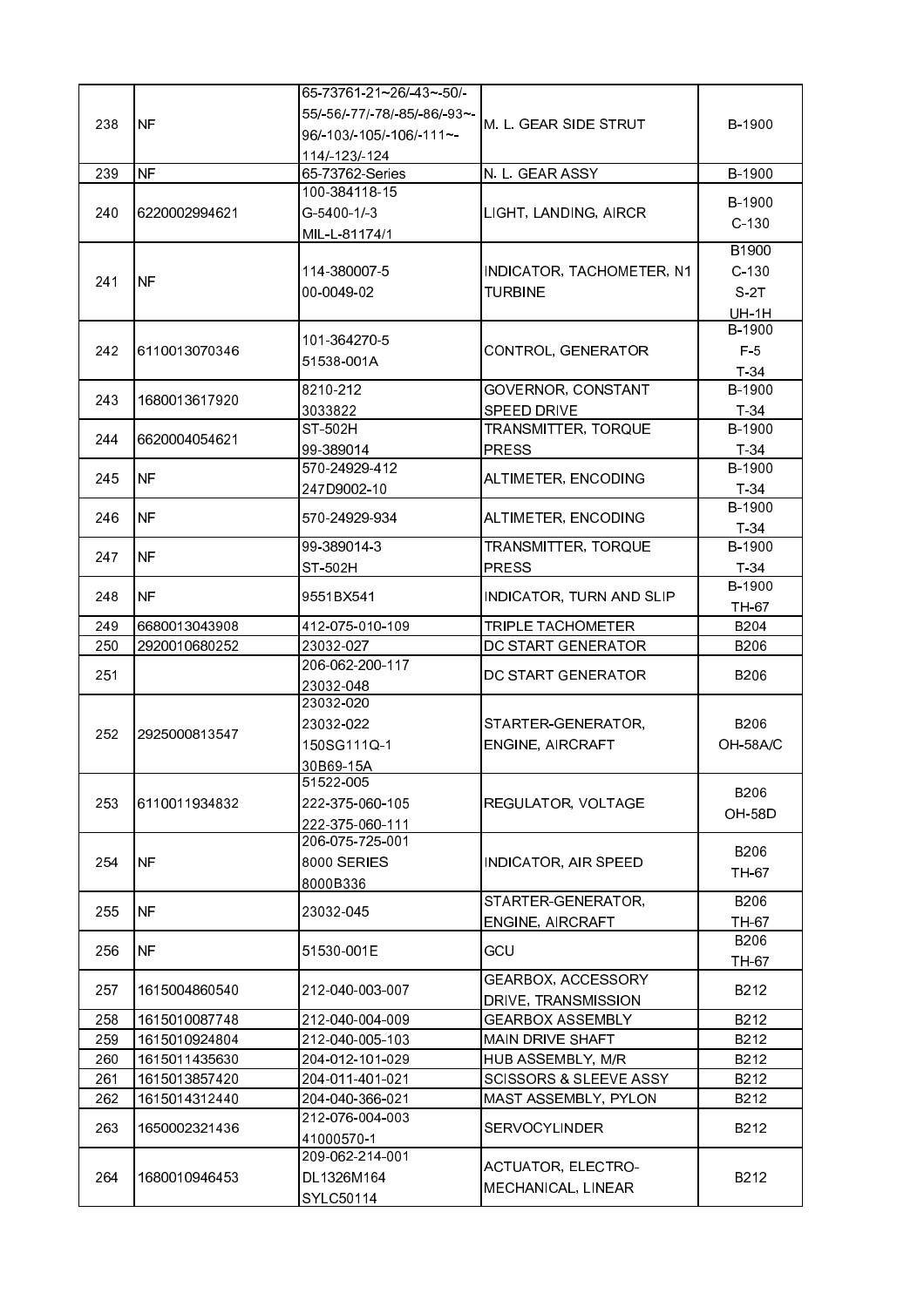| 238 | NF | 65-73761-21~26/-43~-50/-55/-56/-77/-78/-85/-86/-93~-96/-103/-105/-106/-111~-114/-123/-124 | M. L. GEAR SIDE STRUT | B-1900 |
|---|---|---|---|---|
| 239 | NF | 65-73762-Series | N. L. GEAR ASSY | B-1900 |
| 240 | 6220002994621 | 100-384118-15<br>G-5400-1/-3<br>MIL-L-81174/1 | LIGHT, LANDING, AIRCR | B-1900<br>C-130 |
| 241 | NF | 114-380007-5<br>00-0049-02 | INDICATOR, TACHOMETER, N1 TURBINE | B1900<br>C-130<br>S-2T<br>UH-1H |
| 242 | 6110013070346 | 101-364270-5<br>51538-001A | CONTROL, GENERATOR | B-1900<br>F-5<br>T-34 |
| 243 | 1680013617920 | 8210-212<br>3033822 | GOVERNOR, CONSTANT SPEED DRIVE | B-1900<br>T-34 |
| 244 | 6620004054621 | ST-502H<br>99-389014 | TRANSMITTER, TORQUE PRESS | B-1900<br>T-34 |
| 245 | NF | 570-24929-412<br>247D9002-10 | ALTIMETER, ENCODING | B-1900<br>T-34 |
| 246 | NF | 570-24929-934 | ALTIMETER, ENCODING | B-1900<br>T-34 |
| 247 | NF | 99-389014-3<br>ST-502H | TRANSMITTER, TORQUE PRESS | B-1900<br>T-34 |
| 248 | NF | 9551BX541 | INDICATOR, TURN AND SLIP | B-1900<br>TH-67 |
| 249 | 6680013043908 | 412-075-010-109 | TRIPLE TACHOMETER | B204 |
| 250 | 2920010680252 | 23032-027 | DC START GENERATOR | B206 |
| 251 | | 206-062-200-117<br>23032-048 | DC START GENERATOR | B206 |
| 252 | 2925000813547 | 23032-020<br>23032-022<br>150SG111Q-1<br>30B69-15A | STARTER-GENERATOR, ENGINE, AIRCRAFT | B206<br>OH-58A/C |
| 253 | 6110011934832 | 51522-005<br>222-375-060-105<br>222-375-060-111 | REGULATOR, VOLTAGE | B206<br>OH-58D |
| 254 | NF | 206-075-725-001<br>8000 SERIES<br>8000B336 | INDICATOR, AIR SPEED | B206<br>TH-67 |
| 255 | NF | 23032-045 | STARTER-GENERATOR, ENGINE, AIRCRAFT | B206<br>TH-67 |
| 256 | NF | 51530-001E | GCU | B206<br>TH-67 |
| 257 | 1615004860540 | 212-040-003-007 | GEARBOX, ACCESSORY DRIVE, TRANSMISSION | B212 |
| 258 | 1615010087748 | 212-040-004-009 | GEARBOX ASSEMBLY | B212 |
| 259 | 1615010924804 | 212-040-005-103 | MAIN DRIVE SHAFT | B212 |
| 260 | 1615011435630 | 204-012-101-029 | HUB ASSEMBLY, M/R | B212 |
| 261 | 1615013857420 | 204-011-401-021 | SCISSORS & SLEEVE ASSY | B212 |
| 262 | 1615014312440 | 204-040-366-021 | MAST ASSEMBLY, PYLON | B212 |
| 263 | 1650002321436 | 212-076-004-003<br>41000570-1 | SERVOCYLINDER | B212 |
| 264 | 1680010946453 | 209-062-214-001<br>DL1326M164<br>SYLC50114 | ACTUATOR, ELECTRO-MECHANICAL, LINEAR | B212 |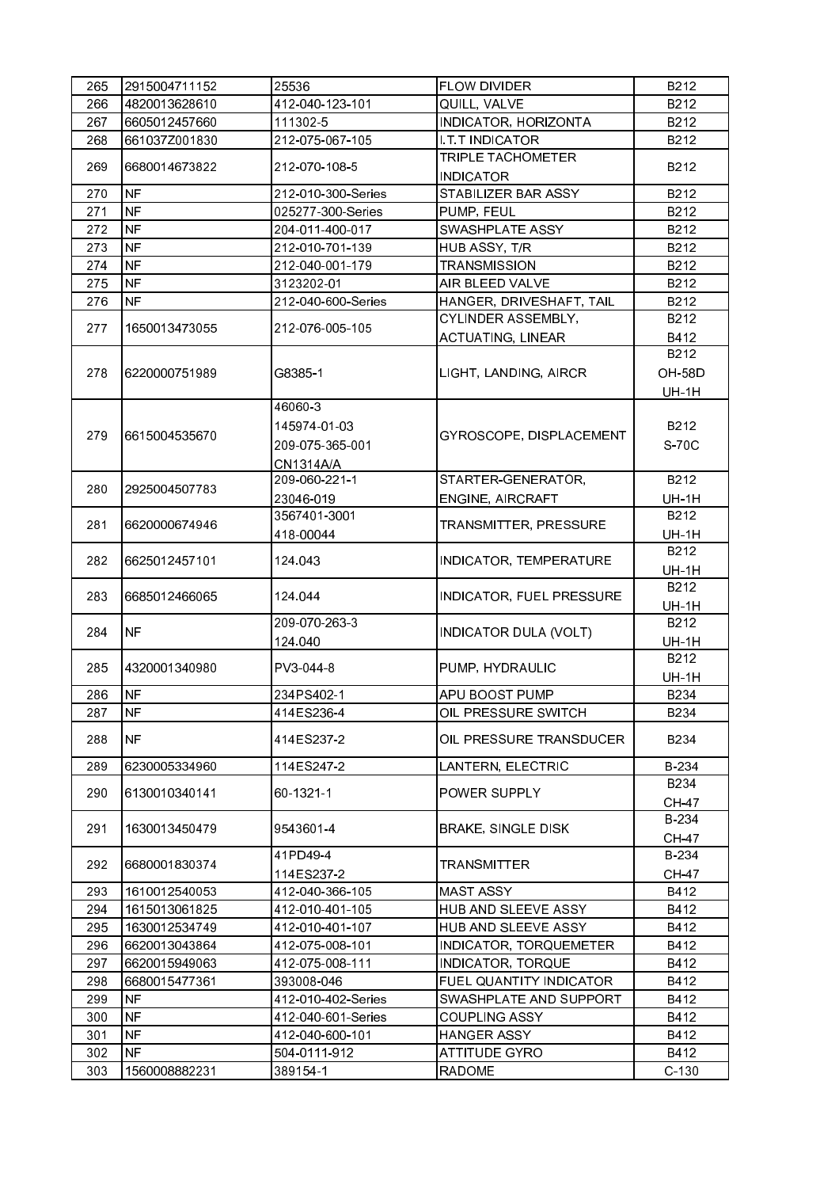| 265 | 2915004711152 | 25536 | FLOW DIVIDER | B212 |
|---|---|---|---|---|
| 266 | 4820013628610 | 412-040-123-101 | QUILL, VALVE | B212 |
| 267 | 6605012457660 | 111302-5 | INDICATOR, HORIZONTA | B212 |
| 268 | 661037Z001830 | 212-075-067-105 | I.T.T INDICATOR | B212 |
| 269 | 6680014673822 | 212-070-108-5 | TRIPLE TACHOMETER INDICATOR | B212 |
| 270 | NF | 212-010-300-Series | STABILIZER BAR ASSY | B212 |
| 271 | NF | 025277-300-Series | PUMP, FEUL | B212 |
| 272 | NF | 204-011-400-017 | SWASHPLATE ASSY | B212 |
| 273 | NF | 212-010-701-139 | HUB ASSY, T/R | B212 |
| 274 | NF | 212-040-001-179 | TRANSMISSION | B212 |
| 275 | NF | 3123202-01 | AIR BLEED VALVE | B212 |
| 276 | NF | 212-040-600-Series | HANGER, DRIVESHAFT, TAIL | B212 |
| 277 | 1650013473055 | 212-076-005-105 | CYLINDER ASSEMBLY, ACTUATING, LINEAR | B212 B412 |
| 278 | 6220000751989 | G8385-1 | LIGHT, LANDING, AIRCR | B212 OH-58D UH-1H |
| 279 | 6615004535670 | 46060-3 145974-01-03 209-075-365-001 CN1314A/A | GYROSCOPE, DISPLACEMENT | B212 S-70C |
| 280 | 2925004507783 | 209-060-221-1 23046-019 | STARTER-GENERATOR, ENGINE, AIRCRAFT | B212 UH-1H |
| 281 | 6620000674946 | 3567401-3001 418-00044 | TRANSMITTER, PRESSURE | B212 UH-1H |
| 282 | 6625012457101 | 124.043 | INDICATOR, TEMPERATURE | B212 UH-1H |
| 283 | 6685012466065 | 124.044 | INDICATOR, FUEL PRESSURE | B212 UH-1H |
| 284 | NF | 209-070-263-3 124.040 | INDICATOR DULA (VOLT) | B212 UH-1H |
| 285 | 4320001340980 | PV3-044-8 | PUMP, HYDRAULIC | B212 UH-1H |
| 286 | NF | 234PS402-1 | APU BOOST PUMP | B234 |
| 287 | NF | 414ES236-4 | OIL PRESSURE SWITCH | B234 |
| 288 | NF | 414ES237-2 | OIL PRESSURE TRANSDUCER | B234 |
| 289 | 6230005334960 | 114ES247-2 | LANTERN, ELECTRIC | B-234 |
| 290 | 6130010340141 | 60-1321-1 | POWER SUPPLY | B234 CH-47 |
| 291 | 1630013450479 | 9543601-4 | BRAKE, SINGLE DISK | B-234 CH-47 |
| 292 | 6680001830374 | 41PD49-4 114ES237-2 | TRANSMITTER | B-234 CH-47 |
| 293 | 1610012540053 | 412-040-366-105 | MAST ASSY | B412 |
| 294 | 1615013061825 | 412-010-401-105 | HUB AND SLEEVE ASSY | B412 |
| 295 | 1630012534749 | 412-010-401-107 | HUB AND SLEEVE ASSY | B412 |
| 296 | 6620013043864 | 412-075-008-101 | INDICATOR, TORQUEMETER | B412 |
| 297 | 6620015949063 | 412-075-008-111 | INDICATOR, TORQUE | B412 |
| 298 | 6680015477361 | 393008-046 | FUEL QUANTITY INDICATOR | B412 |
| 299 | NF | 412-010-402-Series | SWASHPLATE AND SUPPORT | B412 |
| 300 | NF | 412-040-601-Series | COUPLING ASSY | B412 |
| 301 | NF | 412-040-600-101 | HANGER ASSY | B412 |
| 302 | NF | 504-0111-912 | ATTITUDE GYRO | B412 |
| 303 | 1560008882231 | 389154-1 | RADOME | C-130 |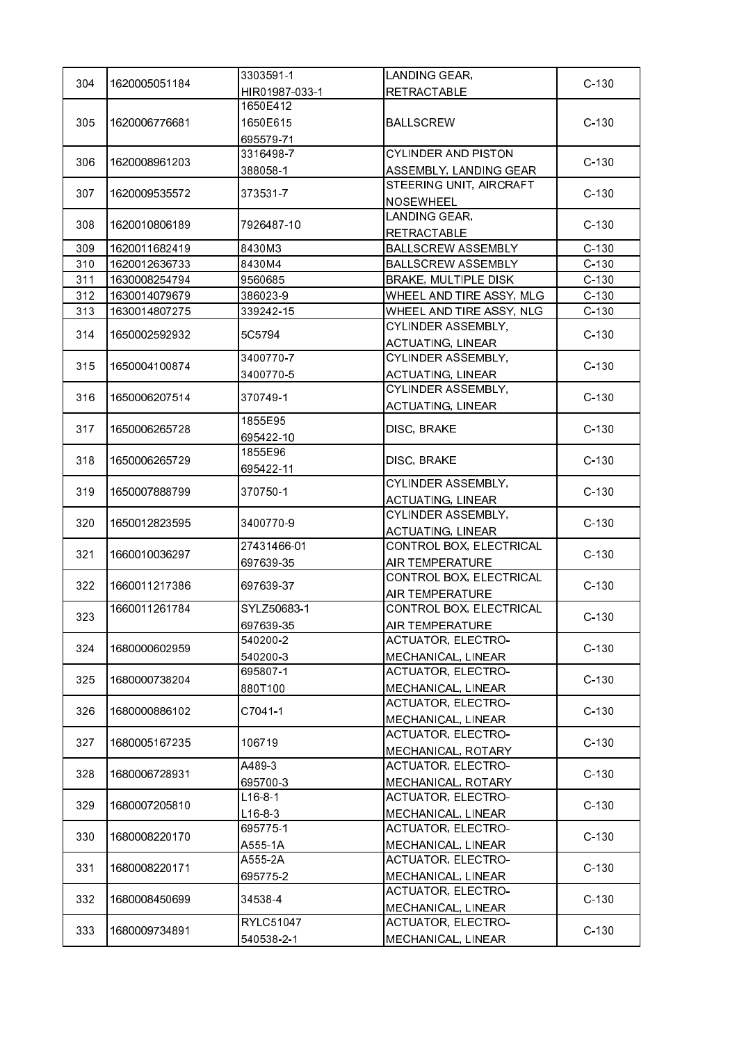| 304 | 1620005051184 | 3303591-1<br>HIR01987-033-1 | LANDING GEAR, RETRACTABLE | C-130 |
|---|---|---|---|---|
| 305 | 1620006776681 | 1650E412<br>1650E615<br>695579-71 | BALLSCREW | C-130 |
| 306 | 1620008961203 | 3316498-7<br>388058-1 | CYLINDER AND PISTON ASSEMBLY, LANDING GEAR | C-130 |
| 307 | 1620009535572 | 373531-7 | STEERING UNIT, AIRCRAFT NOSEWHEEL | C-130 |
| 308 | 1620010806189 | 7926487-10 | LANDING GEAR, RETRACTABLE | C-130 |
| 309 | 1620011682419 | 8430M3 | BALLSCREW ASSEMBLY | C-130 |
| 310 | 1620012636733 | 8430M4 | BALLSCREW ASSEMBLY | C-130 |
| 311 | 1630008254794 | 9560685 | BRAKE, MULTIPLE DISK | C-130 |
| 312 | 1630014079679 | 386023-9 | WHEEL AND TIRE ASSY, MLG | C-130 |
| 313 | 1630014807275 | 339242-15 | WHEEL AND TIRE ASSY, NLG | C-130 |
| 314 | 1650002592932 | 5C5794 | CYLINDER ASSEMBLY, ACTUATING, LINEAR | C-130 |
| 315 | 1650004100874 | 3400770-7<br>3400770-5 | CYLINDER ASSEMBLY, ACTUATING, LINEAR | C-130 |
| 316 | 1650006207514 | 370749-1 | CYLINDER ASSEMBLY, ACTUATING, LINEAR | C-130 |
| 317 | 1650006265728 | 1855E95<br>695422-10 | DISC, BRAKE | C-130 |
| 318 | 1650006265729 | 1855E96<br>695422-11 | DISC, BRAKE | C-130 |
| 319 | 1650007888799 | 370750-1 | CYLINDER ASSEMBLY, ACTUATING, LINEAR | C-130 |
| 320 | 1650012823595 | 3400770-9 | CYLINDER ASSEMBLY, ACTUATING, LINEAR | C-130 |
| 321 | 1660010036297 | 27431466-01<br>697639-35 | CONTROL BOX, ELECTRICAL AIR TEMPERATURE | C-130 |
| 322 | 1660011217386 | 697639-37 | CONTROL BOX, ELECTRICAL AIR TEMPERATURE | C-130 |
| 323 | 1660011261784 | SYLZ50683-1<br>697639-35 | CONTROL BOX, ELECTRICAL AIR TEMPERATURE | C-130 |
| 324 | 1680000602959 | 540200-2<br>540200-3 | ACTUATOR, ELECTRO-MECHANICAL, LINEAR | C-130 |
| 325 | 1680000738204 | 695807-1<br>880T100 | ACTUATOR, ELECTRO-MECHANICAL, LINEAR | C-130 |
| 326 | 1680000886102 | C7041-1 | ACTUATOR, ELECTRO-MECHANICAL, LINEAR | C-130 |
| 327 | 1680005167235 | 106719 | ACTUATOR, ELECTRO-MECHANICAL, ROTARY | C-130 |
| 328 | 1680006728931 | A489-3<br>695700-3 | ACTUATOR, ELECTRO-MECHANICAL, ROTARY | C-130 |
| 329 | 1680007205810 | L16-8-1<br>L16-8-3 | ACTUATOR, ELECTRO-MECHANICAL, LINEAR | C-130 |
| 330 | 1680008220170 | 695775-1<br>A555-1A | ACTUATOR, ELECTRO-MECHANICAL, LINEAR | C-130 |
| 331 | 1680008220171 | A555-2A<br>695775-2 | ACTUATOR, ELECTRO-MECHANICAL, LINEAR | C-130 |
| 332 | 1680008450699 | 34538-4 | ACTUATOR, ELECTRO-MECHANICAL, LINEAR | C-130 |
| 333 | 1680009734891 | RYLC51047<br>540538-2-1 | ACTUATOR, ELECTRO-MECHANICAL, LINEAR | C-130 |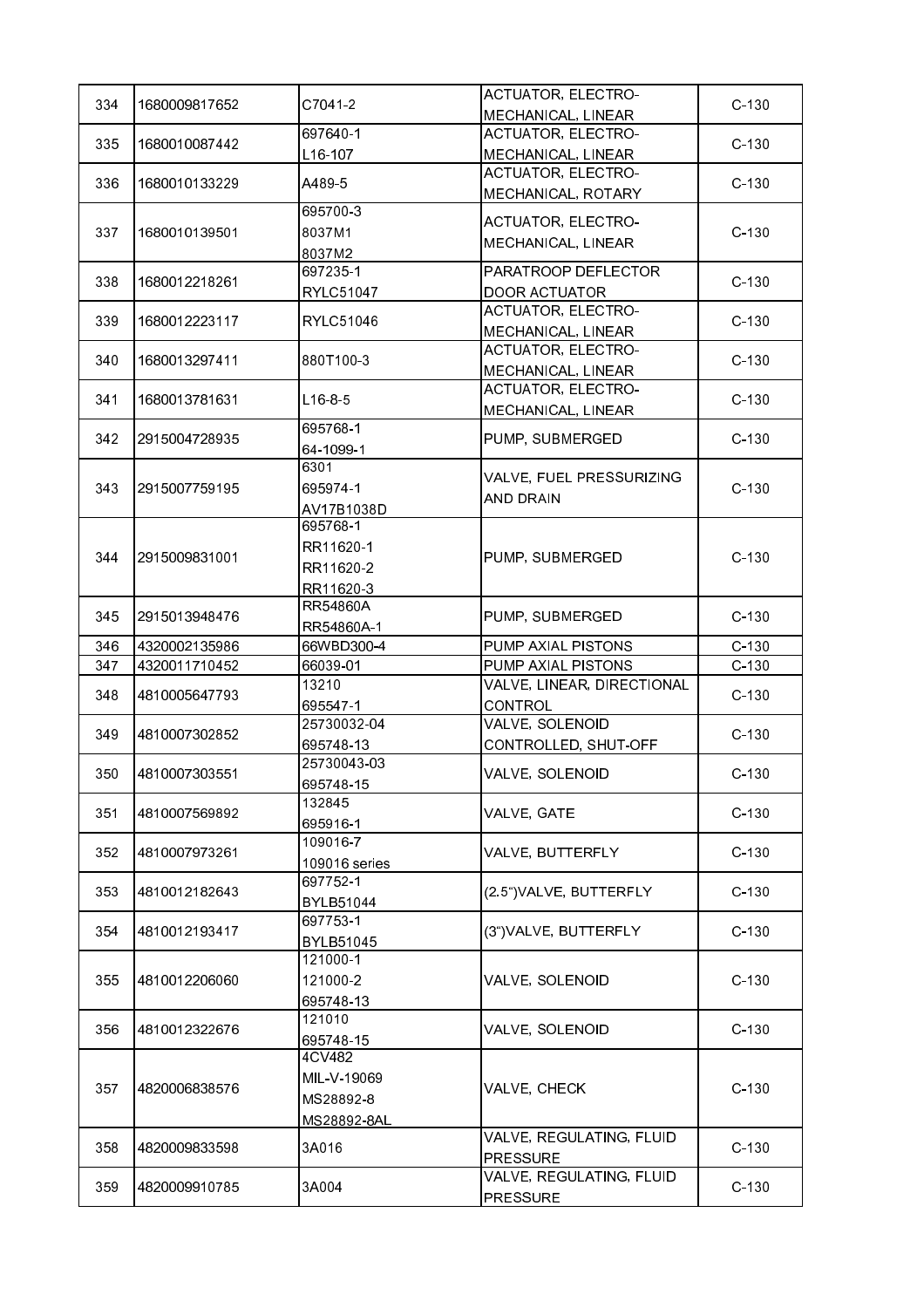| | | | | |
|---|---|---|---|---|
| 334 | 1680009817652 | C7041-2 | ACTUATOR, ELECTRO-MECHANICAL, LINEAR | C-130 |
| 335 | 1680010087442 | 697640-1<br>L16-107 | ACTUATOR, ELECTRO-MECHANICAL, LINEAR | C-130 |
| 336 | 1680010133229 | A489-5 | ACTUATOR, ELECTRO-MECHANICAL, ROTARY | C-130 |
| 337 | 1680010139501 | 695700-3<br>8037M1<br>8037M2 | ACTUATOR, ELECTRO-MECHANICAL, LINEAR | C-130 |
| 338 | 1680012218261 | 697235-1<br>RYLC51047 | PARATROOP DEFLECTOR DOOR ACTUATOR | C-130 |
| 339 | 1680012223117 | RYLC51046 | ACTUATOR, ELECTRO-MECHANICAL, LINEAR | C-130 |
| 340 | 1680013297411 | 880T100-3 | ACTUATOR, ELECTRO-MECHANICAL, LINEAR | C-130 |
| 341 | 1680013781631 | L16-8-5 | ACTUATOR, ELECTRO-MECHANICAL, LINEAR | C-130 |
| 342 | 2915004728935 | 695768-1<br>64-1099-1 | PUMP, SUBMERGED | C-130 |
| 343 | 2915007759195 | 6301<br>695974-1<br>AV17B1038D | VALVE, FUEL PRESSURIZING AND DRAIN | C-130 |
| 344 | 2915009831001 | 695768-1<br>RR11620-1<br>RR11620-2<br>RR11620-3 | PUMP, SUBMERGED | C-130 |
| 345 | 2915013948476 | RR54860A<br>RR54860A-1 | PUMP, SUBMERGED | C-130 |
| 346 | 4320002135986 | 66WBD300-4 | PUMP AXIAL PISTONS | C-130 |
| 347 | 4320011710452 | 66039-01 | PUMP AXIAL PISTONS | C-130 |
| 348 | 4810005647793 | 13210<br>695547-1 | VALVE, LINEAR, DIRECTIONAL CONTROL | C-130 |
| 349 | 4810007302852 | 25730032-04<br>695748-13 | VALVE, SOLENOID CONTROLLED, SHUT-OFF | C-130 |
| 350 | 4810007303551 | 25730043-03<br>695748-15 | VALVE, SOLENOID | C-130 |
| 351 | 4810007569892 | 132845<br>695916-1 | VALVE, GATE | C-130 |
| 352 | 4810007973261 | 109016-7<br>109016 series | VALVE, BUTTERFLY | C-130 |
| 353 | 4810012182643 | 697752-1<br>BYLB51044 | (2.5")VALVE, BUTTERFLY | C-130 |
| 354 | 4810012193417 | 697753-1<br>BYLB51045 | (3")VALVE, BUTTERFLY | C-130 |
| 355 | 4810012206060 | 121000-1<br>121000-2<br>695748-13 | VALVE, SOLENOID | C-130 |
| 356 | 4810012322676 | 121010<br>695748-15 | VALVE, SOLENOID | C-130 |
| 357 | 4820006838576 | 4CV482<br>MIL-V-19069<br>MS28892-8<br>MS28892-8AL | VALVE, CHECK | C-130 |
| 358 | 4820009833598 | 3A016 | VALVE, REGULATING, FLUID PRESSURE | C-130 |
| 359 | 4820009910785 | 3A004 | VALVE, REGULATING, FLUID PRESSURE | C-130 |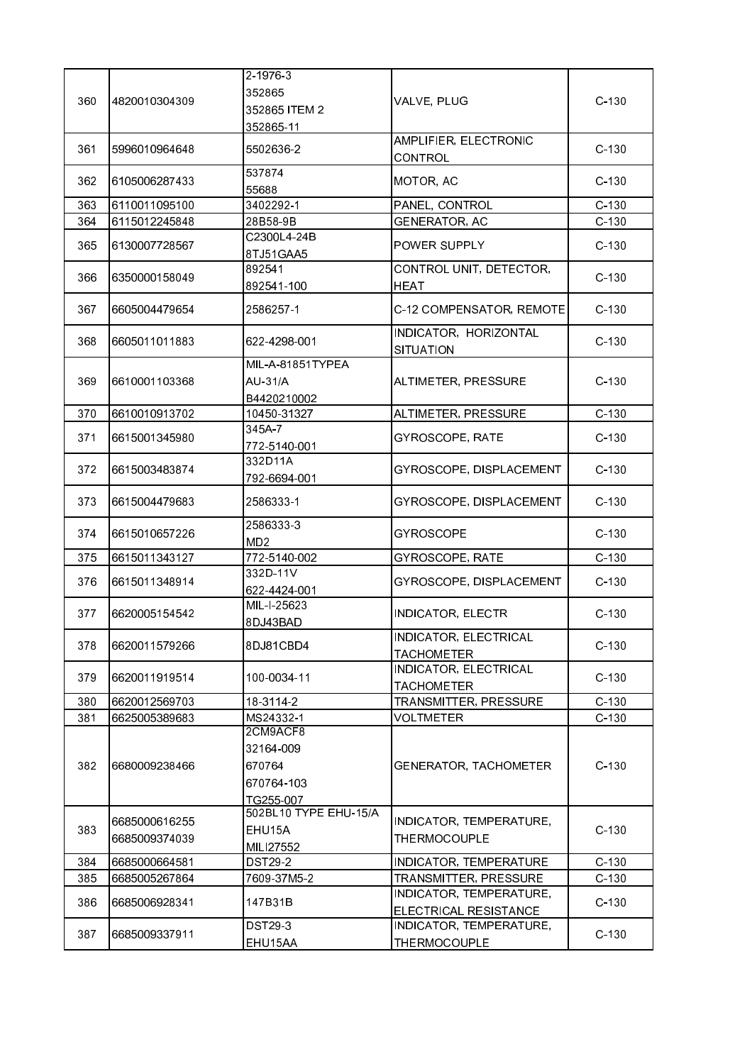| 360 | 4820010304309 | 2-1976-3<br>352865<br>352865 ITEM 2<br>352865-11 | VALVE, PLUG | C-130 |
|---|---|---|---|---|
| 361 | 5996010964648 | 5502636-2 | AMPLIFIER, ELECTRONIC CONTROL | C-130 |
| 362 | 6105006287433 | 537874<br>55688 | MOTOR, AC | C-130 |
| 363 | 6110011095100 | 3402292-1 | PANEL, CONTROL | C-130 |
| 364 | 6115012245848 | 28B58-9B | GENERATOR, AC | C-130 |
| 365 | 6130007728567 | C2300L4-24B<br>8TJ51GAA5 | POWER SUPPLY | C-130 |
| 366 | 6350000158049 | 892541<br>892541-100 | CONTROL UNIT, DETECTOR, HEAT | C-130 |
| 367 | 6605004479654 | 2586257-1 | C-12 COMPENSATOR, REMOTE | C-130 |
| 368 | 6605011011883 | 622-4298-001 | INDICATOR, HORIZONTAL SITUATION | C-130 |
| 369 | 6610001103368 | MIL-A-81851TYPEA<br>AU-31/A<br>B4420210002 | ALTIMETER, PRESSURE | C-130 |
| 370 | 6610010913702 | 10450-31327 | ALTIMETER, PRESSURE | C-130 |
| 371 | 6615001345980 | 345A-7<br>772-5140-001 | GYROSCOPE, RATE | C-130 |
| 372 | 6615003483874 | 332D11A<br>792-6694-001 | GYROSCOPE, DISPLACEMENT | C-130 |
| 373 | 6615004479683 | 2586333-1 | GYROSCOPE, DISPLACEMENT | C-130 |
| 374 | 6615010657226 | 2586333-3<br>MD2 | GYROSCOPE | C-130 |
| 375 | 6615011343127 | 772-5140-002 | GYROSCOPE, RATE | C-130 |
| 376 | 6615011348914 | 332D-11V<br>622-4424-001 | GYROSCOPE, DISPLACEMENT | C-130 |
| 377 | 6620005154542 | MIL-I-25623<br>8DJ43BAD | INDICATOR, ELECTR | C-130 |
| 378 | 6620011579266 | 8DJ81CBD4 | INDICATOR, ELECTRICAL TACHOMETER | C-130 |
| 379 | 6620011919514 | 100-0034-11 | INDICATOR, ELECTRICAL TACHOMETER | C-130 |
| 380 | 6620012569703 | 18-3114-2 | TRANSMITTER, PRESSURE | C-130 |
| 381 | 6625005389683 | MS24332-1 | VOLTMETER | C-130 |
| 382 | 6680009238466 | 2CM9ACF8<br>32164-009<br>670764<br>670764-103<br>TG255-007 | GENERATOR, TACHOMETER | C-130 |
| 383 | 6685000616255<br>6685009374039 | 502BL10 TYPE EHU-15/A<br>EHU15A<br>MILI27552 | INDICATOR, TEMPERATURE, THERMOCOUPLE | C-130 |
| 384 | 6685000664581 | DST29-2 | INDICATOR, TEMPERATURE | C-130 |
| 385 | 6685005267864 | 7609-37M5-2 | TRANSMITTER, PRESSURE | C-130 |
| 386 | 6685006928341 | 147B31B | INDICATOR, TEMPERATURE, ELECTRICAL RESISTANCE | C-130 |
| 387 | 6685009337911 | DST29-3<br>EHU15AA | INDICATOR, TEMPERATURE, THERMOCOUPLE | C-130 |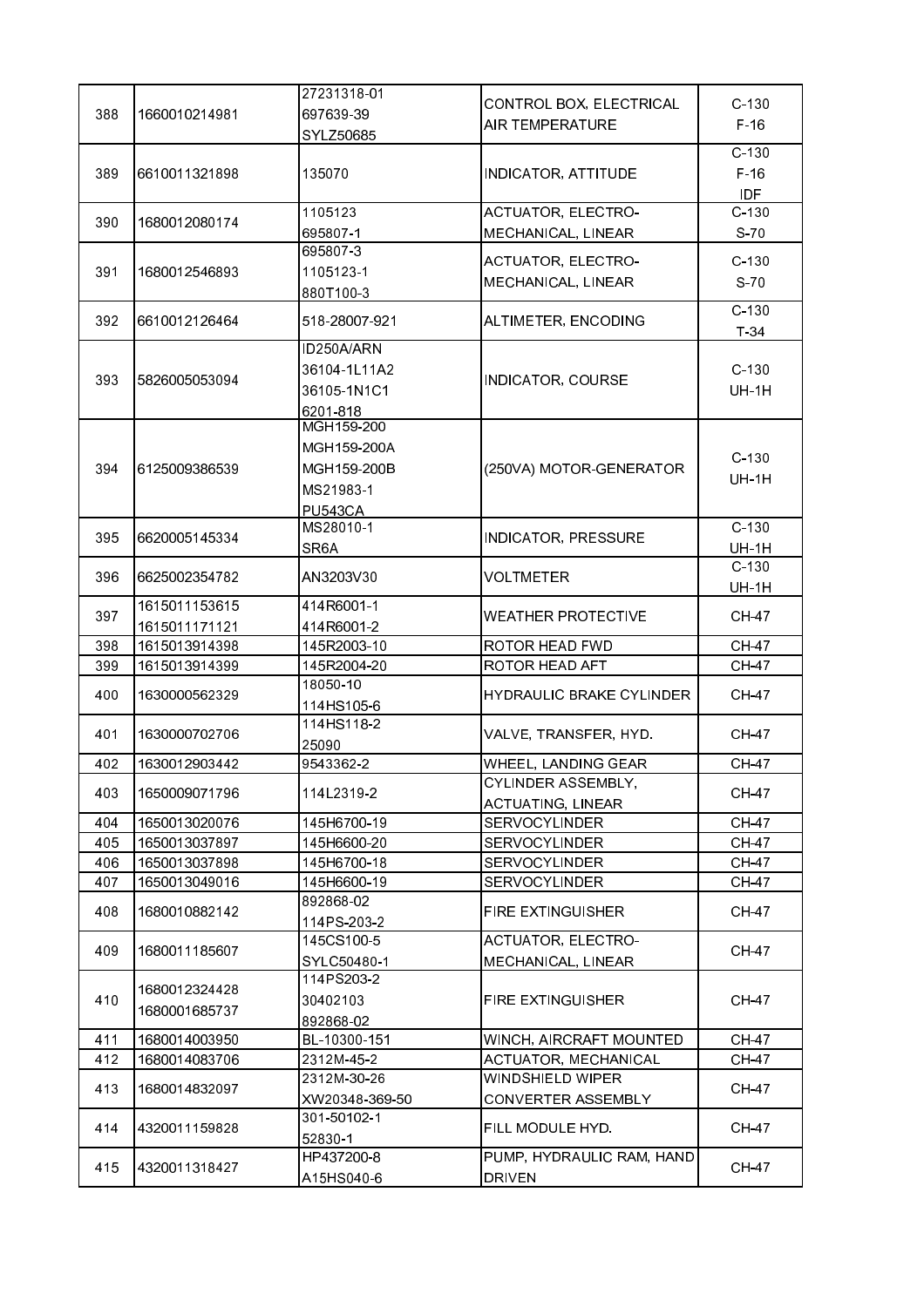| 388 | 1660010214981 | 27231318-01<br>697639-39<br>SYLZ50685 | CONTROL BOX, ELECTRICAL AIR TEMPERATURE | C-130<br>F-16 |
|---|---|---|---|---|
| 389 | 6610011321898 | 135070 | INDICATOR, ATTITUDE | C-130<br>F-16<br>IDF |
| 390 | 1680012080174 | 1105123<br>695807-1 | ACTUATOR, ELECTRO-MECHANICAL, LINEAR | C-130<br>S-70 |
| 391 | 1680012546893 | 695807-3<br>1105123-1<br>880T100-3 | ACTUATOR, ELECTRO-MECHANICAL, LINEAR | C-130<br>S-70 |
| 392 | 6610012126464 | 518-28007-921 | ALTIMETER, ENCODING | C-130<br>T-34 |
| 393 | 5826005053094 | ID250A/ARN<br>36104-1L11A2<br>36105-1N1C1<br>6201-818 | INDICATOR, COURSE | C-130<br>UH-1H |
| 394 | 6125009386539 | MGH159-200<br>MGH159-200A<br>MGH159-200B<br>MS21983-1<br>PU543CA | (250VA) MOTOR-GENERATOR | C-130<br>UH-1H |
| 395 | 6620005145334 | MS28010-1<br>SR6A | INDICATOR, PRESSURE | C-130<br>UH-1H |
| 396 | 6625002354782 | AN3203V30 | VOLTMETER | C-130<br>UH-1H |
| 397 | 1615011153615<br>1615011171121 | 414R6001-1<br>414R6001-2 | WEATHER PROTECTIVE | CH-47 |
| 398 | 1615013914398 | 145R2003-10 | ROTOR HEAD FWD | CH-47 |
| 399 | 1615013914399 | 145R2004-20 | ROTOR HEAD AFT | CH-47 |
| 400 | 1630000562329 | 18050-10<br>114HS105-6 | HYDRAULIC BRAKE CYLINDER | CH-47 |
| 401 | 1630000702706 | 114HS118-2<br>25090 | VALVE, TRANSFER, HYD. | CH-47 |
| 402 | 1630012903442 | 9543362-2 | WHEEL, LANDING GEAR | CH-47 |
| 403 | 1650009071796 | 114L2319-2 | CYLINDER ASSEMBLY, ACTUATING, LINEAR | CH-47 |
| 404 | 1650013020076 | 145H6700-19 | SERVOCYLINDER | CH-47 |
| 405 | 1650013037897 | 145H6600-20 | SERVOCYLINDER | CH-47 |
| 406 | 1650013037898 | 145H6700-18 | SERVOCYLINDER | CH-47 |
| 407 | 1650013049016 | 145H6600-19 | SERVOCYLINDER | CH-47 |
| 408 | 1680010882142 | 892868-02<br>114PS-203-2 | FIRE EXTINGUISHER | CH-47 |
| 409 | 1680011185607 | 145CS100-5<br>SYLC50480-1 | ACTUATOR, ELECTRO-MECHANICAL, LINEAR | CH-47 |
| 410 | 1680012324428<br>1680001685737 | 114PS203-2<br>30402103<br>892868-02 | FIRE EXTINGUISHER | CH-47 |
| 411 | 1680014003950 | BL-10300-151 | WINCH, AIRCRAFT MOUNTED | CH-47 |
| 412 | 1680014083706 | 2312M-45-2 | ACTUATOR, MECHANICAL | CH-47 |
| 413 | 1680014832097 | 2312M-30-26<br>XW20348-369-50 | WINDSHIELD WIPER CONVERTER ASSEMBLY | CH-47 |
| 414 | 4320011159828 | 301-50102-1<br>52830-1 | FILL MODULE HYD. | CH-47 |
| 415 | 4320011318427 | HP437200-8<br>A15HS040-6 | PUMP, HYDRAULIC RAM, HAND DRIVEN | CH-47 |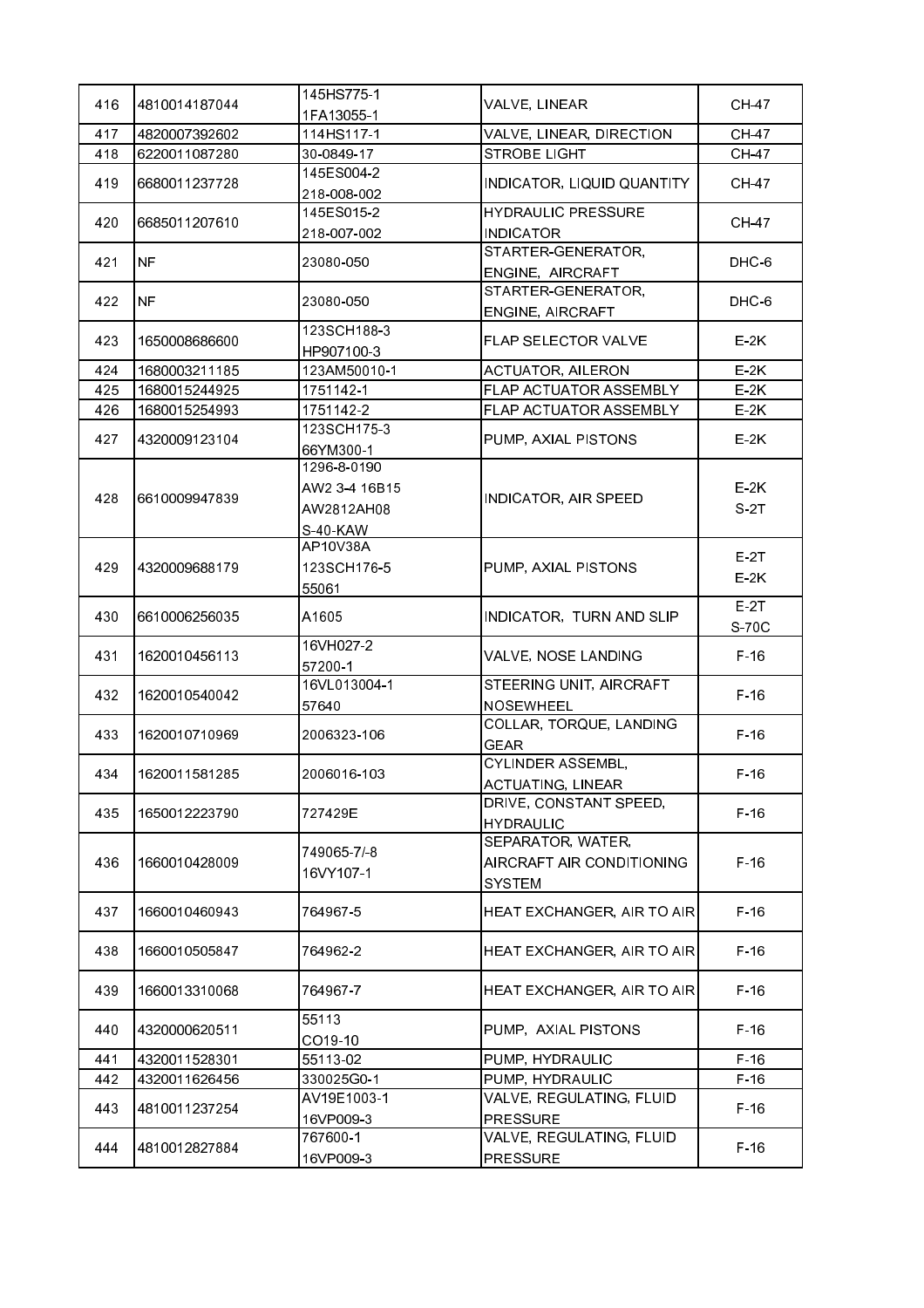| 416 | 4810014187044 | 145HS775-1<br>1FA13055-1 | VALVE, LINEAR | CH-47 |
|---|---|---|---|---|
| 417 | 4820007392602 | 114HS117-1 | VALVE, LINEAR, DIRECTION | CH-47 |
| 418 | 6220011087280 | 30-0849-17 | STROBE LIGHT | CH-47 |
| 419 | 6680011237728 | 145ES004-2<br>218-008-002 | INDICATOR, LIQUID QUANTITY | CH-47 |
| 420 | 6685011207610 | 145ES015-2<br>218-007-002 | HYDRAULIC PRESSURE INDICATOR | CH-47 |
| 421 | NF | 23080-050 | STARTER-GENERATOR, ENGINE, AIRCRAFT | DHC-6 |
| 422 | NF | 23080-050 | STARTER-GENERATOR, ENGINE, AIRCRAFT | DHC-6 |
| 423 | 1650008686600 | 123SCH188-3<br>HP907100-3 | FLAP SELECTOR VALVE | E-2K |
| 424 | 1680003211185 | 123AM50010-1 | ACTUATOR, AILERON | E-2K |
| 425 | 1680015244925 | 1751142-1 | FLAP ACTUATOR ASSEMBLY | E-2K |
| 426 | 1680015254993 | 1751142-2 | FLAP ACTUATOR ASSEMBLY | E-2K |
| 427 | 4320009123104 | 123SCH175-3<br>66YM300-1 | PUMP, AXIAL PISTONS | E-2K |
| 428 | 6610009947839 | 1296-8-0190<br>AW2 3-4 16B15<br>AW2812AH08<br>S-40-KAW | INDICATOR, AIR SPEED | E-2K<br>S-2T |
| 429 | 4320009688179 | AP10V38A<br>123SCH176-5<br>55061 | PUMP, AXIAL PISTONS | E-2T<br>E-2K |
| 430 | 6610006256035 | A1605 | INDICATOR, TURN AND SLIP | E-2T<br>S-70C |
| 431 | 1620010456113 | 16VH027-2<br>57200-1 | VALVE, NOSE LANDING | F-16 |
| 432 | 1620010540042 | 16VL013004-1<br>57640 | STEERING UNIT, AIRCRAFT NOSEWHEEL | F-16 |
| 433 | 1620010710969 | 2006323-106 | COLLAR, TORQUE, LANDING GEAR | F-16 |
| 434 | 1620011581285 | 2006016-103 | CYLINDER ASSEMBL, ACTUATING, LINEAR | F-16 |
| 435 | 1650012223790 | 727429E | DRIVE, CONSTANT SPEED, HYDRAULIC | F-16 |
| 436 | 1660010428009 | 749065-7/-8<br>16VY107-1 | SEPARATOR, WATER, AIRCRAFT AIR CONDITIONING SYSTEM | F-16 |
| 437 | 1660010460943 | 764967-5 | HEAT EXCHANGER, AIR TO AIR | F-16 |
| 438 | 1660010505847 | 764962-2 | HEAT EXCHANGER, AIR TO AIR | F-16 |
| 439 | 1660013310068 | 764967-7 | HEAT EXCHANGER, AIR TO AIR | F-16 |
| 440 | 4320000620511 | 55113<br>CO19-10 | PUMP, AXIAL PISTONS | F-16 |
| 441 | 4320011528301 | 55113-02 | PUMP, HYDRAULIC | F-16 |
| 442 | 4320011626456 | 330025G0-1 | PUMP, HYDRAULIC | F-16 |
| 443 | 4810011237254 | AV19E1003-1<br>16VP009-3 | VALVE, REGULATING, FLUID PRESSURE | F-16 |
| 444 | 4810012827884 | 767600-1<br>16VP009-3 | VALVE, REGULATING, FLUID PRESSURE | F-16 |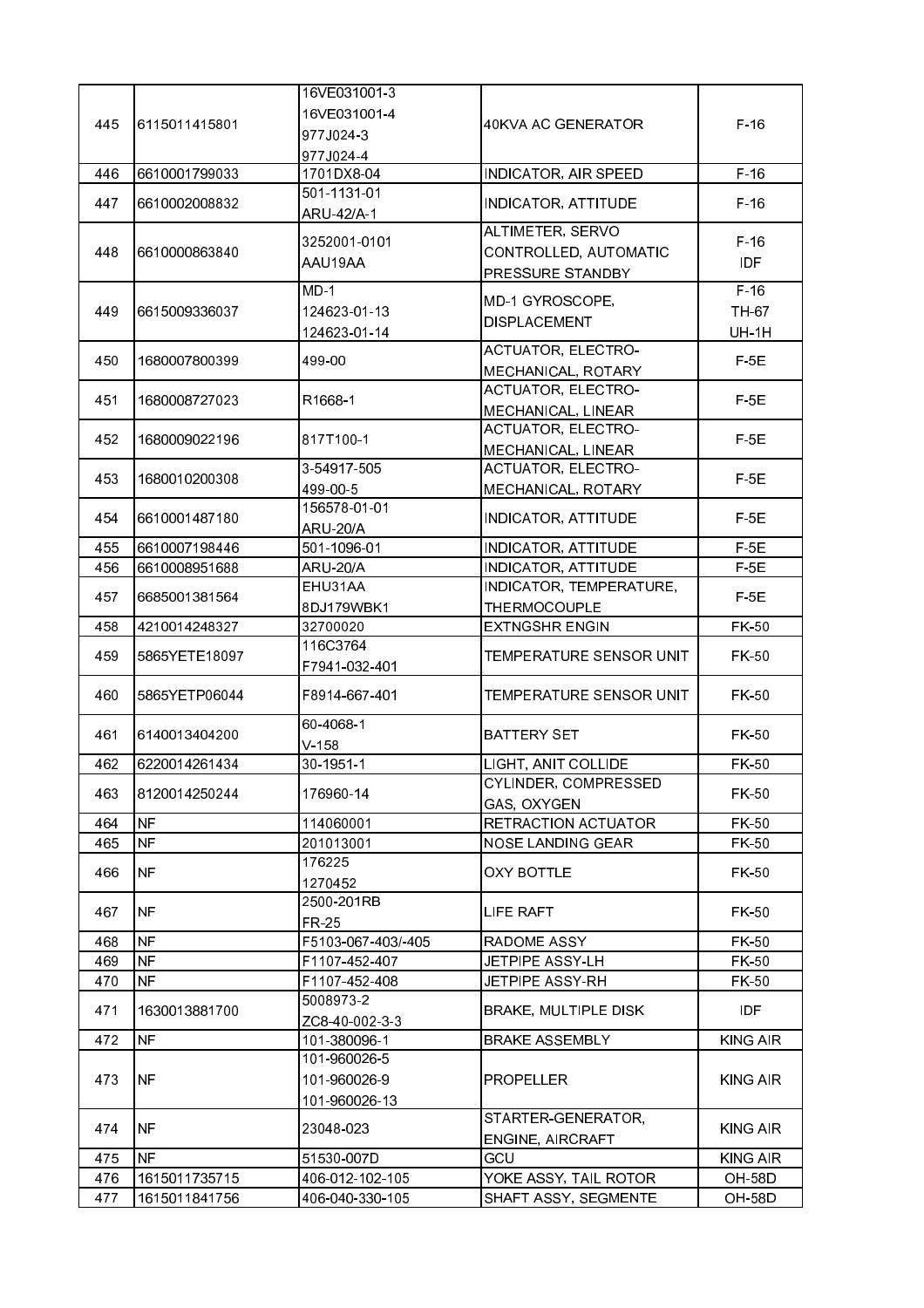| 445 | 6115011415801 | 16VE031001-3<br>16VE031001-4<br>977J024-3<br>977J024-4 | 40KVA AC GENERATOR | F-16 |
|---|---|---|---|---|
| 446 | 6610001799033 | 1701DX8-04 | INDICATOR, AIR SPEED | F-16 |
| 447 | 6610002008832 | 501-1131-01<br>ARU-42/A-1 | INDICATOR, ATTITUDE | F-16 |
| 448 | 6610000863840 | 3252001-0101<br>AAU19AA | ALTIMETER, SERVO CONTROLLED, AUTOMATIC PRESSURE STANDBY | F-16<br>IDF |
| 449 | 6615009336037 | MD-1<br>124623-01-13<br>124623-01-14 | MD-1 GYROSCOPE, DISPLACEMENT | F-16<br>TH-67<br>UH-1H |
| 450 | 1680007800399 | 499-00 | ACTUATOR, ELECTRO-MECHANICAL, ROTARY | F-5E |
| 451 | 1680008727023 | R1668-1 | ACTUATOR, ELECTRO-MECHANICAL, LINEAR | F-5E |
| 452 | 1680009022196 | 817T100-1 | ACTUATOR, ELECTRO-MECHANICAL, LINEAR | F-5E |
| 453 | 1680010200308 | 3-54917-505<br>499-00-5 | ACTUATOR, ELECTRO-MECHANICAL, ROTARY | F-5E |
| 454 | 6610001487180 | 156578-01-01<br>ARU-20/A | INDICATOR, ATTITUDE | F-5E |
| 455 | 6610007198446 | 501-1096-01 | INDICATOR, ATTITUDE | F-5E |
| 456 | 6610008951688 | ARU-20/A | INDICATOR, ATTITUDE | F-5E |
| 457 | 6685001381564 | EHU31AA<br>8DJ179WBK1 | INDICATOR, TEMPERATURE, THERMOCOUPLE | F-5E |
| 458 | 4210014248327 | 32700020 | EXTNGSHR ENGIN | FK-50 |
| 459 | 5865YETE18097 | 116C3764<br>F7941-032-401 | TEMPERATURE SENSOR UNIT | FK-50 |
| 460 | 5865YETP06044 | F8914-667-401 | TEMPERATURE SENSOR UNIT | FK-50 |
| 461 | 6140013404200 | 60-4068-1<br>V-158 | BATTERY SET | FK-50 |
| 462 | 6220014261434 | 30-1951-1 | LIGHT, ANIT COLLIDE | FK-50 |
| 463 | 8120014250244 | 176960-14 | CYLINDER, COMPRESSED GAS, OXYGEN | FK-50 |
| 464 | NF | 114060001 | RETRACTION ACTUATOR | FK-50 |
| 465 | NF | 201013001 | NOSE LANDING GEAR | FK-50 |
| 466 | NF | 176225<br>1270452 | OXY BOTTLE | FK-50 |
| 467 | NF | 2500-201RB<br>FR-25 | LIFE RAFT | FK-50 |
| 468 | NF | F5103-067-403/-405 | RADOME ASSY | FK-50 |
| 469 | NF | F1107-452-407 | JETPIPE ASSY-LH | FK-50 |
| 470 | NF | F1107-452-408 | JETPIPE ASSY-RH | FK-50 |
| 471 | 1630013881700 | 5008973-2<br>ZC8-40-002-3-3 | BRAKE, MULTIPLE DISK | IDF |
| 472 | NF | 101-380096-1 | BRAKE ASSEMBLY | KING AIR |
| 473 | NF | 101-960026-5<br>101-960026-9<br>101-960026-13 | PROPELLER | KING AIR |
| 474 | NF | 23048-023 | STARTER-GENERATOR, ENGINE, AIRCRAFT | KING AIR |
| 475 | NF | 51530-007D | GCU | KING AIR |
| 476 | 1615011735715 | 406-012-102-105 | YOKE ASSY, TAIL ROTOR | OH-58D |
| 477 | 1615011841756 | 406-040-330-105 | SHAFT ASSY, SEGMENTE | OH-58D |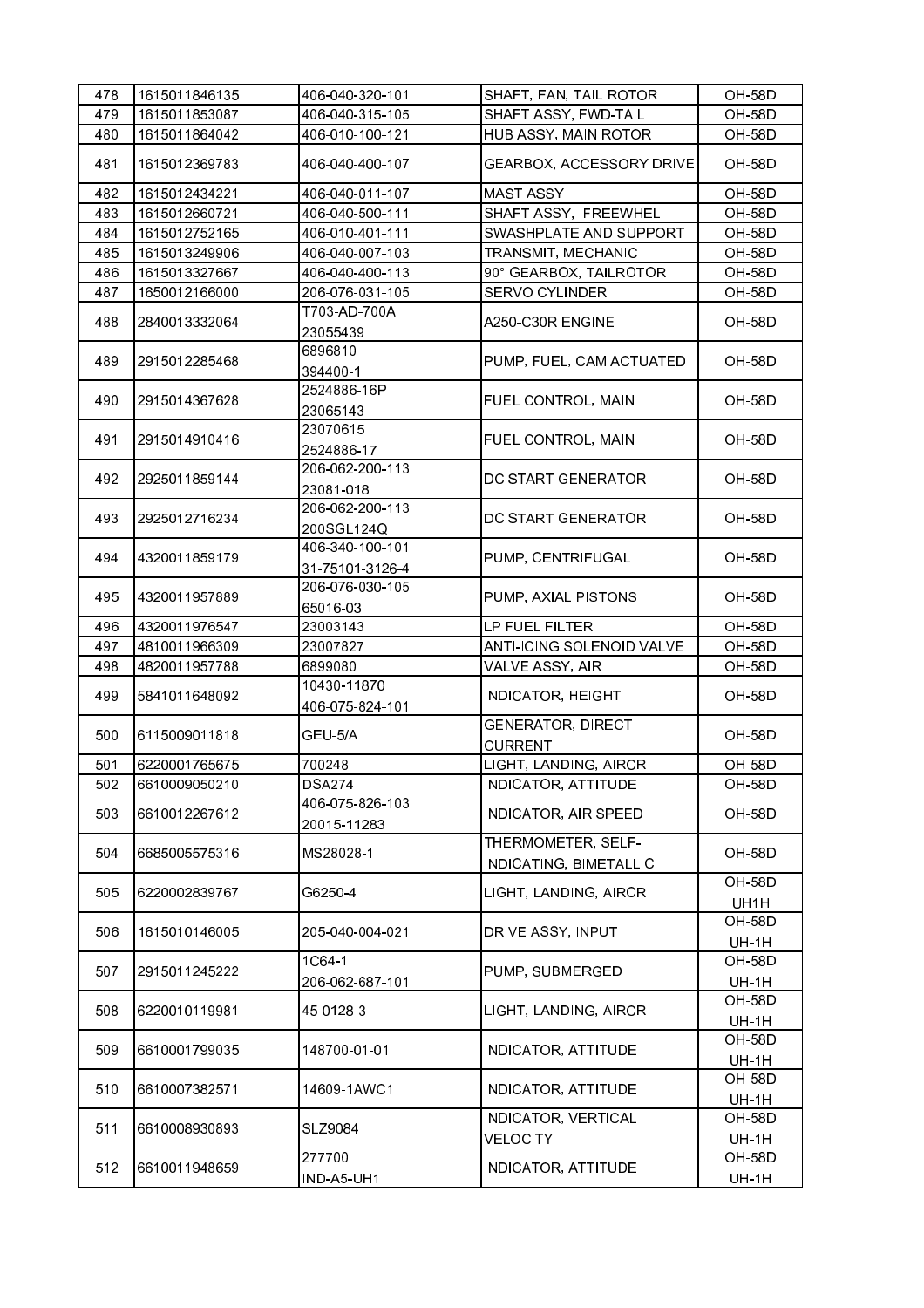| | | | | |
|---|---|---|---|---|
| 478 | 1615011846135 | 406-040-320-101 | SHAFT, FAN, TAIL ROTOR | OH-58D |
| 479 | 1615011853087 | 406-040-315-105 | SHAFT ASSY, FWD-TAIL | OH-58D |
| 480 | 1615011864042 | 406-010-100-121 | HUB ASSY, MAIN ROTOR | OH-58D |
| 481 | 1615012369783 | 406-040-400-107 | GEARBOX, ACCESSORY DRIVE | OH-58D |
| 482 | 1615012434221 | 406-040-011-107 | MAST ASSY | OH-58D |
| 483 | 1615012660721 | 406-040-500-111 | SHAFT ASSY, FREEWHEL | OH-58D |
| 484 | 1615012752165 | 406-010-401-111 | SWASHPLATE AND SUPPORT | OH-58D |
| 485 | 1615013249906 | 406-040-007-103 | TRANSMIT, MECHANIC | OH-58D |
| 486 | 1615013327667 | 406-040-400-113 | 90° GEARBOX, TAILROTOR | OH-58D |
| 487 | 1650012166000 | 206-076-031-105 | SERVO CYLINDER | OH-58D |
| 488 | 2840013332064 | T703-AD-700A<br>23055439 | A250-C30R ENGINE | OH-58D |
| 489 | 2915012285468 | 6896810<br>394400-1 | PUMP, FUEL, CAM ACTUATED | OH-58D |
| 490 | 2915014367628 | 2524886-16P<br>23065143 | FUEL CONTROL, MAIN | OH-58D |
| 491 | 2915014910416 | 23070615<br>2524886-17 | FUEL CONTROL, MAIN | OH-58D |
| 492 | 2925011859144 | 206-062-200-113<br>23081-018 | DC START GENERATOR | OH-58D |
| 493 | 2925012716234 | 206-062-200-113<br>200SGL124Q | DC START GENERATOR | OH-58D |
| 494 | 4320011859179 | 406-340-100-101<br>31-75101-3126-4 | PUMP, CENTRIFUGAL | OH-58D |
| 495 | 4320011957889 | 206-076-030-105<br>65016-03 | PUMP, AXIAL PISTONS | OH-58D |
| 496 | 4320011976547 | 23003143 | LP FUEL FILTER | OH-58D |
| 497 | 4810011966309 | 23007827 | ANTI-ICING SOLENOID VALVE | OH-58D |
| 498 | 4820011957788 | 6899080 | VALVE ASSY, AIR | OH-58D |
| 499 | 5841011648092 | 10430-11870<br>406-075-824-101 | INDICATOR, HEIGHT | OH-58D |
| 500 | 6115009011818 | GEU-5/A | GENERATOR, DIRECT CURRENT | OH-58D |
| 501 | 6220001765675 | 700248 | LIGHT, LANDING, AIRCR | OH-58D |
| 502 | 6610009050210 | DSA274 | INDICATOR, ATTITUDE | OH-58D |
| 503 | 6610012267612 | 406-075-826-103<br>20015-11283 | INDICATOR, AIR SPEED | OH-58D |
| 504 | 6685005575316 | MS28028-1 | THERMOMETER, SELF-INDICATING, BIMETALLIC | OH-58D |
| 505 | 6220002839767 | G6250-4 | LIGHT, LANDING, AIRCR | OH-58D<br>UH1H |
| 506 | 1615010146005 | 205-040-004-021 | DRIVE ASSY, INPUT | OH-58D<br>UH-1H |
| 507 | 2915011245222 | 1C64-1<br>206-062-687-101 | PUMP, SUBMERGED | OH-58D<br>UH-1H |
| 508 | 6220010119981 | 45-0128-3 | LIGHT, LANDING, AIRCR | OH-58D<br>UH-1H |
| 509 | 6610001799035 | 148700-01-01 | INDICATOR, ATTITUDE | OH-58D<br>UH-1H |
| 510 | 6610007382571 | 14609-1AWC1 | INDICATOR, ATTITUDE | OH-58D<br>UH-1H |
| 511 | 6610008930893 | SLZ9084 | INDICATOR, VERTICAL VELOCITY | OH-58D<br>UH-1H |
| 512 | 6610011948659 | 277700<br>IND-A5-UH1 | INDICATOR, ATTITUDE | OH-58D<br>UH-1H |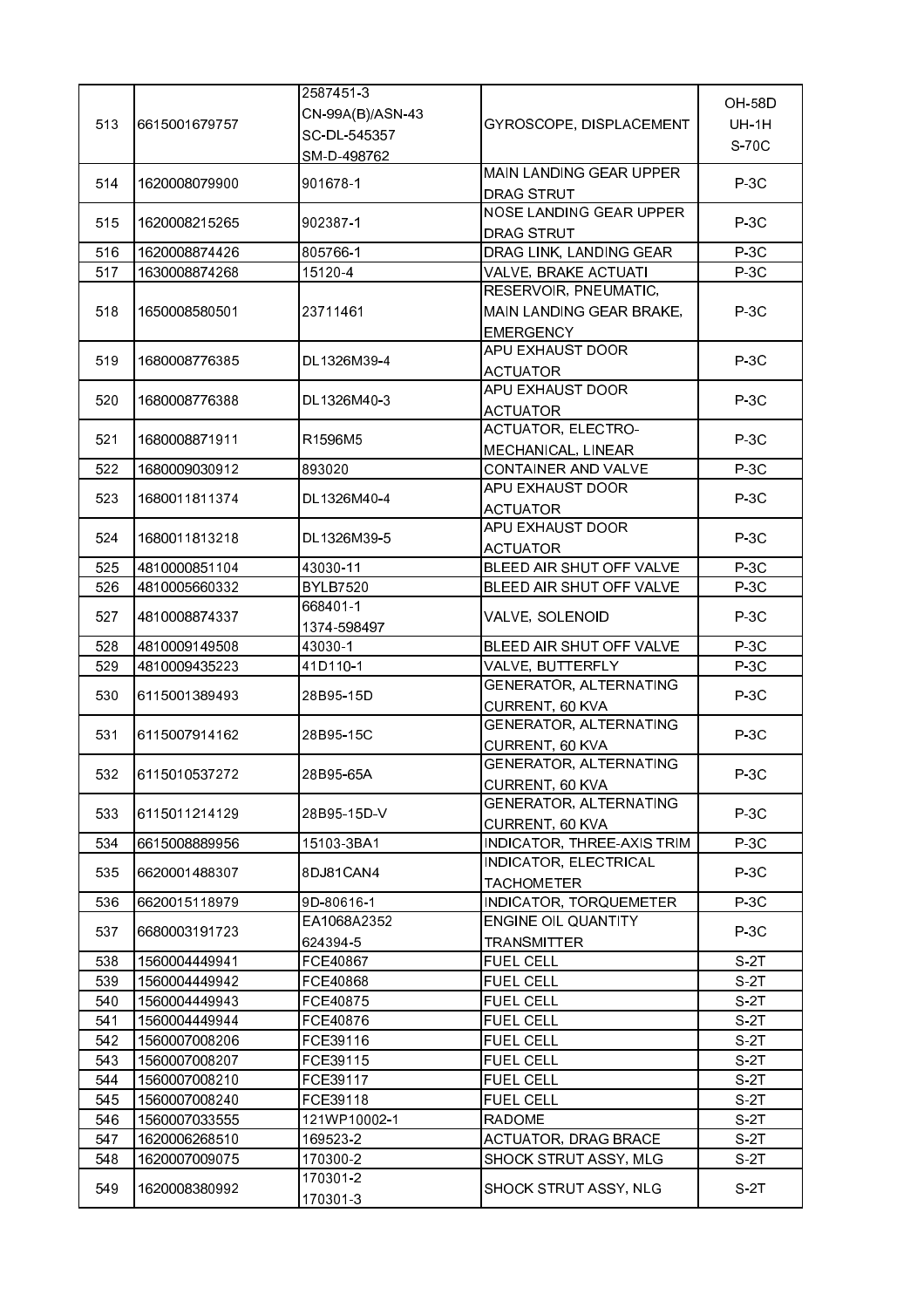| | | | | |
|---|---|---|---|---|
| 513 | 6615001679757 | 2587451-3<br>CN-99A(B)/ASN-43<br>SC-DL-545357<br>SM-D-498762 | GYROSCOPE, DISPLACEMENT | OH-58D<br>UH-1H<br>S-70C |
| 514 | 1620008079900 | 901678-1 | MAIN LANDING GEAR UPPER DRAG STRUT | P-3C |
| 515 | 1620008215265 | 902387-1 | NOSE LANDING GEAR UPPER DRAG STRUT | P-3C |
| 516 | 1620008874426 | 805766-1 | DRAG LINK, LANDING GEAR | P-3C |
| 517 | 1630008874268 | 15120-4 | VALVE, BRAKE ACTUATI | P-3C |
| 518 | 1650008580501 | 23711461 | RESERVOIR, PNEUMATIC, MAIN LANDING GEAR BRAKE, EMERGENCY | P-3C |
| 519 | 1680008776385 | DL1326M39-4 | APU EXHAUST DOOR ACTUATOR | P-3C |
| 520 | 1680008776388 | DL1326M40-3 | APU EXHAUST DOOR ACTUATOR | P-3C |
| 521 | 1680008871911 | R1596M5 | ACTUATOR, ELECTRO-MECHANICAL, LINEAR | P-3C |
| 522 | 1680009030912 | 893020 | CONTAINER AND VALVE | P-3C |
| 523 | 1680011811374 | DL1326M40-4 | APU EXHAUST DOOR ACTUATOR | P-3C |
| 524 | 1680011813218 | DL1326M39-5 | APU EXHAUST DOOR ACTUATOR | P-3C |
| 525 | 4810000851104 | 43030-11 | BLEED AIR SHUT OFF VALVE | P-3C |
| 526 | 4810005660332 | BYLB7520 | BLEED AIR SHUT OFF VALVE | P-3C |
| 527 | 4810008874337 | 668401-1<br>1374-598497 | VALVE, SOLENOID | P-3C |
| 528 | 4810009149508 | 43030-1 | BLEED AIR SHUT OFF VALVE | P-3C |
| 529 | 4810009435223 | 41D110-1 | VALVE, BUTTERFLY | P-3C |
| 530 | 6115001389493 | 28B95-15D | GENERATOR, ALTERNATING CURRENT, 60 KVA | P-3C |
| 531 | 6115007914162 | 28B95-15C | GENERATOR, ALTERNATING CURRENT, 60 KVA | P-3C |
| 532 | 6115010537272 | 28B95-65A | GENERATOR, ALTERNATING CURRENT, 60 KVA | P-3C |
| 533 | 6115011214129 | 28B95-15D-V | GENERATOR, ALTERNATING CURRENT, 60 KVA | P-3C |
| 534 | 6615008889956 | 15103-3BA1 | INDICATOR, THREE-AXIS TRIM | P-3C |
| 535 | 6620001488307 | 8DJ81CAN4 | INDICATOR, ELECTRICAL TACHOMETER | P-3C |
| 536 | 6620015118979 | 9D-80616-1 | INDICATOR, TORQUEMETER | P-3C |
| 537 | 6680003191723 | EA1068A2352<br>624394-5 | ENGINE OIL QUANTITY TRANSMITTER | P-3C |
| 538 | 1560004449941 | FCE40867 | FUEL CELL | S-2T |
| 539 | 1560004449942 | FCE40868 | FUEL CELL | S-2T |
| 540 | 1560004449943 | FCE40875 | FUEL CELL | S-2T |
| 541 | 1560004449944 | FCE40876 | FUEL CELL | S-2T |
| 542 | 1560007008206 | FCE39116 | FUEL CELL | S-2T |
| 543 | 1560007008207 | FCE39115 | FUEL CELL | S-2T |
| 544 | 1560007008210 | FCE39117 | FUEL CELL | S-2T |
| 545 | 1560007008240 | FCE39118 | FUEL CELL | S-2T |
| 546 | 1560007033555 | 121WP10002-1 | RADOME | S-2T |
| 547 | 1620006268510 | 169523-2 | ACTUATOR, DRAG BRACE | S-2T |
| 548 | 1620007009075 | 170300-2 | SHOCK STRUT ASSY, MLG | S-2T |
| 549 | 1620008380992 | 170301-2<br>170301-3 | SHOCK STRUT ASSY, NLG | S-2T |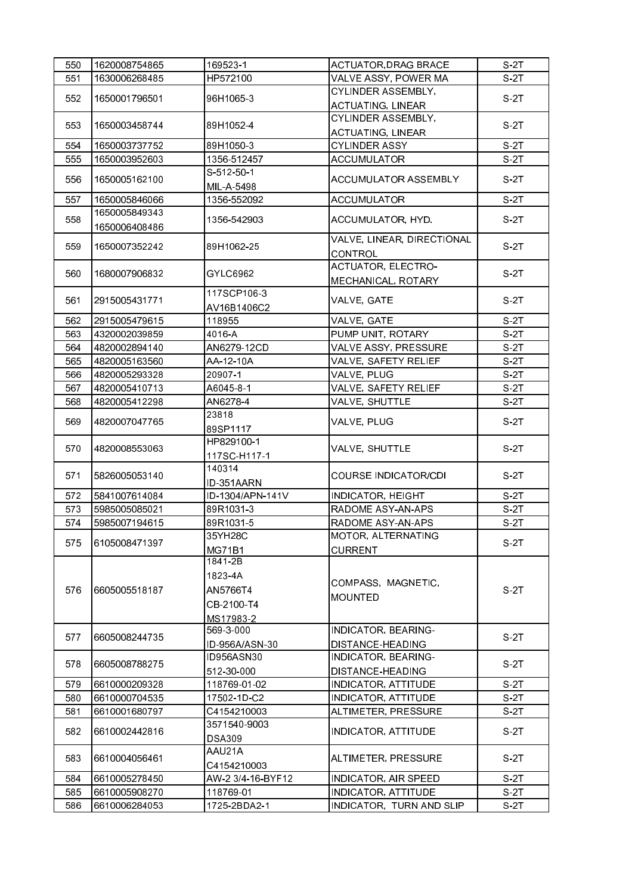| 550 | 1620008754865 | 169523-1 | ACTUATOR,DRAG BRACE | S-2T |
|---|---|---|---|---|
| 551 | 1630006268485 | HP572100 | VALVE ASSY, POWER MA | S-2T |
| 552 | 1650001796501 | 96H1065-3 | CYLINDER ASSEMBLY, ACTUATING, LINEAR | S-2T |
| 553 | 1650003458744 | 89H1052-4 | CYLINDER ASSEMBLY, ACTUATING, LINEAR | S-2T |
| 554 | 1650003737752 | 89H1050-3 | CYLINDER ASSY | S-2T |
| 555 | 1650003952603 | 1356-512457 | ACCUMULATOR | S-2T |
| 556 | 1650005162100 | S-512-50-1<br>MIL-A-5498 | ACCUMULATOR ASSEMBLY | S-2T |
| 557 | 1650005846066 | 1356-552092 | ACCUMULATOR | S-2T |
| 558 | 1650005849343<br>1650006408486 | 1356-542903 | ACCUMULATOR, HYD. | S-2T |
| 559 | 1650007352242 | 89H1062-25 | VALVE, LINEAR, DIRECTIONAL CONTROL | S-2T |
| 560 | 1680007906832 | GYLC6962 | ACTUATOR, ELECTRO-MECHANICAL, ROTARY | S-2T |
| 561 | 2915005431771 | 117SCP106-3<br>AV16B1406C2 | VALVE, GATE | S-2T |
| 562 | 2915005479615 | 118955 | VALVE, GATE | S-2T |
| 563 | 4320002039859 | 4016-A | PUMP UNIT, ROTARY | S-2T |
| 564 | 4820002894140 | AN6279-12CD | VALVE ASSY, PRESSURE | S-2T |
| 565 | 4820005163560 | AA-12-10A | VALVE, SAFETY RELIEF | S-2T |
| 566 | 4820005293328 | 20907-1 | VALVE, PLUG | S-2T |
| 567 | 4820005410713 | A6045-8-1 | VALVE, SAFETY RELIEF | S-2T |
| 568 | 4820005412298 | AN6278-4 | VALVE, SHUTTLE | S-2T |
| 569 | 4820007047765 | 23818<br>89SP1117 | VALVE, PLUG | S-2T |
| 570 | 4820008553063 | HP829100-1<br>117SC-H117-1 | VALVE, SHUTTLE | S-2T |
| 571 | 5826005053140 | 140314<br>ID-351AARN | COURSE INDICATOR/CDI | S-2T |
| 572 | 5841007614084 | ID-1304/APN-141V | INDICATOR, HEIGHT | S-2T |
| 573 | 5985005085021 | 89R1031-3 | RADOME ASY-AN-APS | S-2T |
| 574 | 5985007194615 | 89R1031-5 | RADOME ASY-AN-APS | S-2T |
| 575 | 6105008471397 | 35YH28C<br>MG71B1 | MOTOR, ALTERNATING CURRENT | S-2T |
| 576 | 6605005518187 | 1841-2B<br>1823-4A<br>AN5766T4<br>CB-2100-T4<br>MS17983-2 | COMPASS, MAGNETIC, MOUNTED | S-2T |
| 577 | 6605008244735 | 569-3-000<br>ID-956A/ASN-30 | INDICATOR, BEARING-DISTANCE-HEADING | S-2T |
| 578 | 6605008788275 | ID956ASN30<br>512-30-000 | INDICATOR, BEARING-DISTANCE-HEADING | S-2T |
| 579 | 6610000209328 | 118769-01-02 | INDICATOR, ATTITUDE | S-2T |
| 580 | 6610000704535 | 17502-1D-C2 | INDICATOR, ATTITUDE | S-2T |
| 581 | 6610001680797 | C4154210003 | ALTIMETER, PRESSURE | S-2T |
| 582 | 6610002442816 | 3571540-9003<br>DSA309 | INDICATOR, ATTITUDE | S-2T |
| 583 | 6610004056461 | AAU21A<br>C4154210003 | ALTIMETER, PRESSURE | S-2T |
| 584 | 6610005278450 | AW-2 3/4-16-BYF12 | INDICATOR, AIR SPEED | S-2T |
| 585 | 6610005908270 | 118769-01 | INDICATOR, ATTITUDE | S-2T |
| 586 | 6610006284053 | 1725-2BDA2-1 | INDICATOR, TURN AND SLIP | S-2T |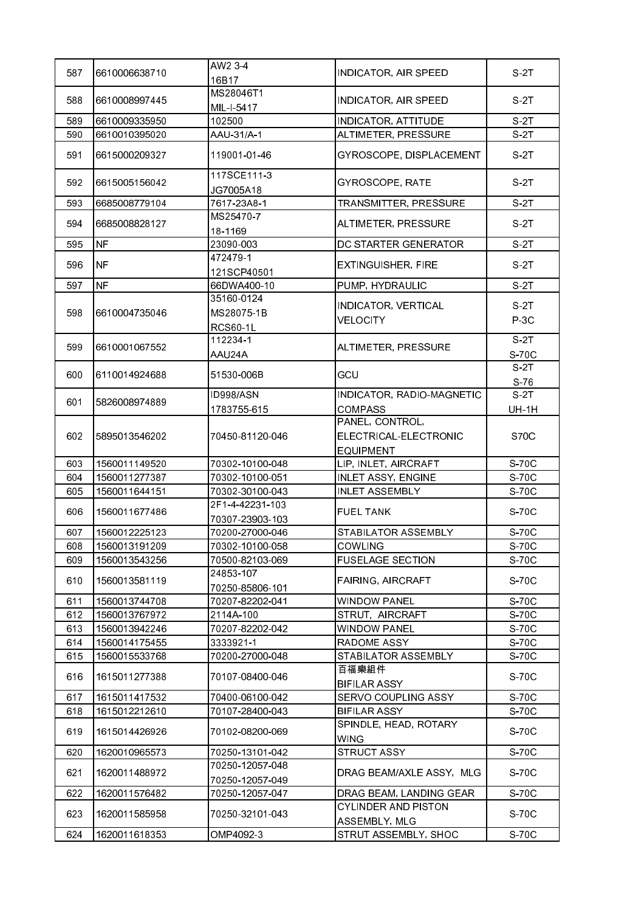| 587 | 6610006638710 | AW2 3-4<br>16B17 | INDICATOR, AIR SPEED | S-2T |
|---|---|---|---|---|
| 588 | 6610008997445 | MS28046T1<br>MIL-I-5417 | INDICATOR, AIR SPEED | S-2T |
| 589 | 6610009335950 | 102500 | INDICATOR, ATTITUDE | S-2T |
| 590 | 6610010395020 | AAU-31/A-1 | ALTIMETER, PRESSURE | S-2T |
| 591 | 6615000209327 | 119001-01-46 | GYROSCOPE, DISPLACEMENT | S-2T |
| 592 | 6615005156042 | 117SCE111-3<br>JG7005A18 | GYROSCOPE, RATE | S-2T |
| 593 | 6685008779104 | 7617-23A8-1 | TRANSMITTER, PRESSURE | S-2T |
| 594 | 6685008828127 | MS25470-7<br>18-1169 | ALTIMETER, PRESSURE | S-2T |
| 595 | NF | 23090-003 | DC STARTER GENERATOR | S-2T |
| 596 | NF | 472479-1<br>121SCP40501 | EXTINGUISHER, FIRE | S-2T |
| 597 | NF | 66DWA400-10 | PUMP, HYDRAULIC | S-2T |
| 598 | 6610004735046 | 35160-0124<br>MS28075-1B<br>RCS60-1L | INDICATOR, VERTICAL<br>VELOCITY | S-2T<br>P-3C |
| 599 | 6610001067552 | 112234-1<br>AAU24A | ALTIMETER, PRESSURE | S-2T<br>S-70C |
| 600 | 6110014924688 | 51530-006B | GCU | S-2T<br>S-76 |
| 601 | 5826008974889 | ID998/ASN<br>1783755-615 | INDICATOR, RADIO-MAGNETIC<br>COMPASS | S-2T<br>UH-1H |
| 602 | 5895013546202 | 70450-81120-046 | PANEL, CONTROL,<br>ELECTRICAL-ELECTRONIC<br>EQUIPMENT | S70C |
| 603 | 1560011149520 | 70302-10100-048 | LIP, INLET, AIRCRAFT | S-70C |
| 604 | 1560011277387 | 70302-10100-051 | INLET ASSY, ENGINE | S-70C |
| 605 | 1560011644151 | 70302-30100-043 | INLET ASSEMBLY | S-70C |
| 606 | 1560011677486 | 2F1-4-42231-103<br>70307-23903-103 | FUEL TANK | S-70C |
| 607 | 1560012225123 | 70200-27000-046 | STABILATOR ASSEMBLY | S-70C |
| 608 | 1560013191209 | 70302-10100-058 | COWLING | S-70C |
| 609 | 1560013543256 | 70500-82103-069 | FUSELAGE SECTION | S-70C |
| 610 | 1560013581119 | 24853-107<br>70250-85806-101 | FAIRING, AIRCRAFT | S-70C |
| 611 | 1560013744708 | 70207-82202-041 | WINDOW PANEL | S-70C |
| 612 | 1560013767972 | 2114A-100 | STRUT,  AIRCRAFT | S-70C |
| 613 | 1560013942246 | 70207-82202-042 | WINDOW PANEL | S-70C |
| 614 | 1560014175455 | 3333921-1 | RADOME ASSY | S-70C |
| 615 | 1560015533768 | 70200-27000-048 | STABILATOR ASSEMBLY | S-70C |
| 616 | 1615011277388 | 70107-08400-046 | 百福樂組件<br>BIFILAR ASSY | S-70C |
| 617 | 1615011417532 | 70400-06100-042 | SERVO COUPLING ASSY | S-70C |
| 618 | 1615012212610 | 70107-28400-043 | BIFILAR ASSY | S-70C |
| 619 | 1615014426926 | 70102-08200-069 | SPINDLE, HEAD, ROTARY<br>WING | S-70C |
| 620 | 1620010965573 | 70250-13101-042 | STRUCT ASSY | S-70C |
| 621 | 1620011488972 | 70250-12057-048<br>70250-12057-049 | DRAG BEAM/AXLE ASSY,  MLG | S-70C |
| 622 | 1620011576482 | 70250-12057-047 | DRAG BEAM, LANDING GEAR | S-70C |
| 623 | 1620011585958 | 70250-32101-043 | CYLINDER AND PISTON<br>ASSEMBLY, MLG | S-70C |
| 624 | 1620011618353 | OMP4092-3 | STRUT ASSEMBLY, SHOC | S-70C |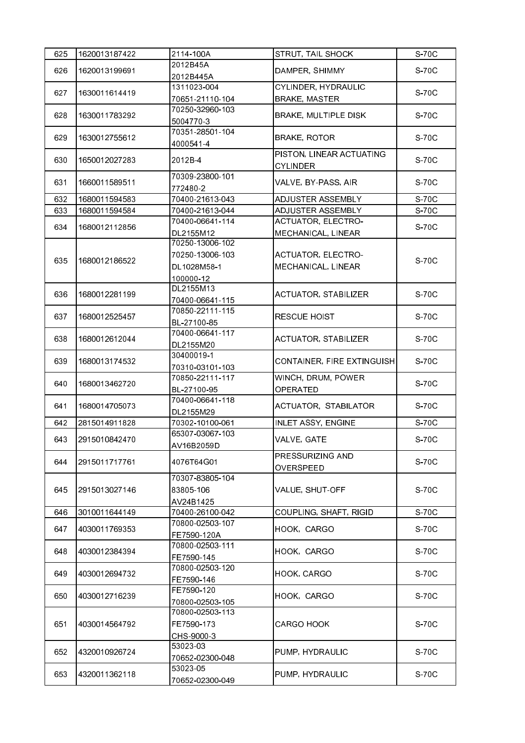| 625 | 1620013187422 | 2114-100A | STRUT, TAIL SHOCK | S-70C |
|---|---|---|---|---|
| 626 | 1620013199691 | 2012B45A<br>2012B445A | DAMPER, SHIMMY | S-70C |
| 627 | 1630011614419 | 1311023-004<br>70651-21110-104 | CYLINDER, HYDRAULIC BRAKE, MASTER | S-70C |
| 628 | 1630011783292 | 70250-32960-103<br>5004770-3 | BRAKE, MULTIPLE DISK | S-70C |
| 629 | 1630012755612 | 70351-28501-104<br>4000541-4 | BRAKE, ROTOR | S-70C |
| 630 | 1650012027283 | 2012B-4 | PISTON, LINEAR ACTUATING CYLINDER | S-70C |
| 631 | 1660011589511 | 70309-23800-101<br>772480-2 | VALVE, BY-PASS, AIR | S-70C |
| 632 | 1680011594583 | 70400-21613-043 | ADJUSTER ASSEMBLY | S-70C |
| 633 | 1680011594584 | 70400-21613-044 | ADJUSTER ASSEMBLY | S-70C |
| 634 | 1680012112856 | 70400-06641-114<br>DL2155M12 | ACTUATOR, ELECTRO-MECHANICAL, LINEAR | S-70C |
| 635 | 1680012186522 | 70250-13006-102<br>70250-13006-103<br>DL1028M58-1<br>100000-12 | ACTUATOR, ELECTRO-MECHANICAL, LINEAR | S-70C |
| 636 | 1680012281199 | DL2155M13<br>70400-06641-115 | ACTUATOR, STABILIZER | S-70C |
| 637 | 1680012525457 | 70850-22111-115<br>BL-27100-85 | RESCUE HOIST | S-70C |
| 638 | 1680012612044 | 70400-06641-117<br>DL2155M20 | ACTUATOR, STABILIZER | S-70C |
| 639 | 1680013174532 | 30400019-1<br>70310-03101-103 | CONTAINER, FIRE EXTINGUISH | S-70C |
| 640 | 1680013462720 | 70850-22111-117<br>BL-27100-95 | WINCH, DRUM, POWER OPERATED | S-70C |
| 641 | 1680014705073 | 70400-06641-118<br>DL2155M29 | ACTUATOR, STABILATOR | S-70C |
| 642 | 2815014911828 | 70302-10100-061 | INLET ASSY, ENGINE | S-70C |
| 643 | 2915010842470 | 65307-03067-103<br>AV16B2059D | VALVE, GATE | S-70C |
| 644 | 2915011717761 | 4076T64G01 | PRESSURIZING AND OVERSPEED | S-70C |
| 645 | 2915013027146 | 70307-83805-104<br>83805-106<br>AV24B1425 | VALUE, SHUT-OFF | S-70C |
| 646 | 3010011644149 | 70400-26100-042 | COUPLING, SHAFT, RIGID | S-70C |
| 647 | 4030011769353 | 70800-02503-107<br>FE7590-120A | HOOK, CARGO | S-70C |
| 648 | 4030012384394 | 70800-02503-111<br>FE7590-145 | HOOK, CARGO | S-70C |
| 649 | 4030012694732 | 70800-02503-120<br>FE7590-146 | HOOK, CARGO | S-70C |
| 650 | 4030012716239 | FE7590-120<br>70800-02503-105 | HOOK, CARGO | S-70C |
| 651 | 4030014564792 | 70800-02503-113<br>FE7590-173<br>CHS-9000-3 | CARGO HOOK | S-70C |
| 652 | 4320010926724 | 53023-03<br>70652-02300-048 | PUMP, HYDRAULIC | S-70C |
| 653 | 4320011362118 | 53023-05<br>70652-02300-049 | PUMP, HYDRAULIC | S-70C |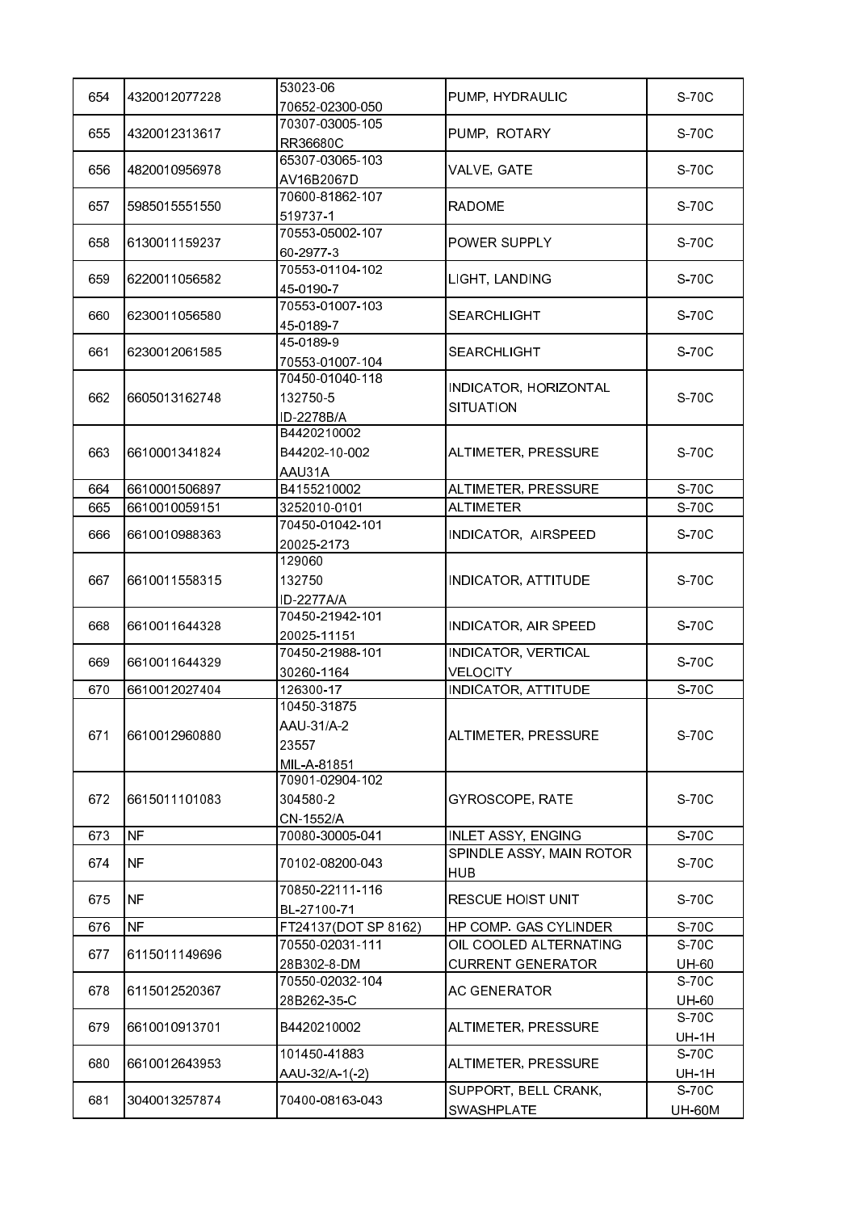| 654 | 4320012077228 | 53023-06<br>70652-02300-050 | PUMP, HYDRAULIC | S-70C |
|---|---|---|---|---|
| 655 | 4320012313617 | 70307-03005-105<br>RR36680C | PUMP, ROTARY | S-70C |
| 656 | 4820010956978 | 65307-03065-103<br>AV16B2067D | VALVE, GATE | S-70C |
| 657 | 5985015551550 | 70600-81862-107<br>519737-1 | RADOME | S-70C |
| 658 | 6130011159237 | 70553-05002-107<br>60-2977-3 | POWER SUPPLY | S-70C |
| 659 | 6220011056582 | 70553-01104-102<br>45-0190-7 | LIGHT, LANDING | S-70C |
| 660 | 6230011056580 | 70553-01007-103<br>45-0189-7 | SEARCHLIGHT | S-70C |
| 661 | 6230012061585 | 45-0189-9<br>70553-01007-104 | SEARCHLIGHT | S-70C |
| 662 | 6605013162748 | 70450-01040-118<br>132750-5<br>ID-2278B/A | INDICATOR, HORIZONTAL SITUATION | S-70C |
| 663 | 6610001341824 | B4420210002<br>B44202-10-002<br>AAU31A | ALTIMETER, PRESSURE | S-70C |
| 664 | 6610001506897 | B4155210002 | ALTIMETER, PRESSURE | S-70C |
| 665 | 6610010059151 | 3252010-0101 | ALTIMETER | S-70C |
| 666 | 6610010988363 | 70450-01042-101<br>20025-2173 | INDICATOR, AIRSPEED | S-70C |
| 667 | 6610011558315 | 129060<br>132750<br>ID-2277A/A | INDICATOR, ATTITUDE | S-70C |
| 668 | 6610011644328 | 70450-21942-101<br>20025-11151 | INDICATOR, AIR SPEED | S-70C |
| 669 | 6610011644329 | 70450-21988-101<br>30260-1164 | INDICATOR, VERTICAL VELOCITY | S-70C |
| 670 | 6610012027404 | 126300-17 | INDICATOR, ATTITUDE | S-70C |
| 671 | 6610012960880 | 10450-31875<br>AAU-31/A-2<br>23557<br>MIL-A-81851 | ALTIMETER, PRESSURE | S-70C |
| 672 | 6615011101083 | 70901-02904-102<br>304580-2<br>CN-1552/A | GYROSCOPE, RATE | S-70C |
| 673 | NF | 70080-30005-041 | INLET ASSY, ENGING | S-70C |
| 674 | NF | 70102-08200-043 | SPINDLE ASSY, MAIN ROTOR HUB | S-70C |
| 675 | NF | 70850-22111-116<br>BL-27100-71 | RESCUE HOIST UNIT | S-70C |
| 676 | NF | FT24137(DOT SP 8162) | HP COMP. GAS CYLINDER | S-70C |
| 677 | 6115011149696 | 70550-02031-111<br>28B302-8-DM | OIL COOLED ALTERNATING CURRENT GENERATOR | S-70C<br>UH-60 |
| 678 | 6115012520367 | 70550-02032-104<br>28B262-35-C | AC GENERATOR | S-70C<br>UH-60 |
| 679 | 6610010913701 | B4420210002 | ALTIMETER, PRESSURE | S-70C<br>UH-1H |
| 680 | 6610012643953 | 101450-41883<br>AAU-32/A-1(-2) | ALTIMETER, PRESSURE | S-70C<br>UH-1H |
| 681 | 3040013257874 | 70400-08163-043 | SUPPORT, BELL CRANK, SWASHPLATE | S-70C<br>UH-60M |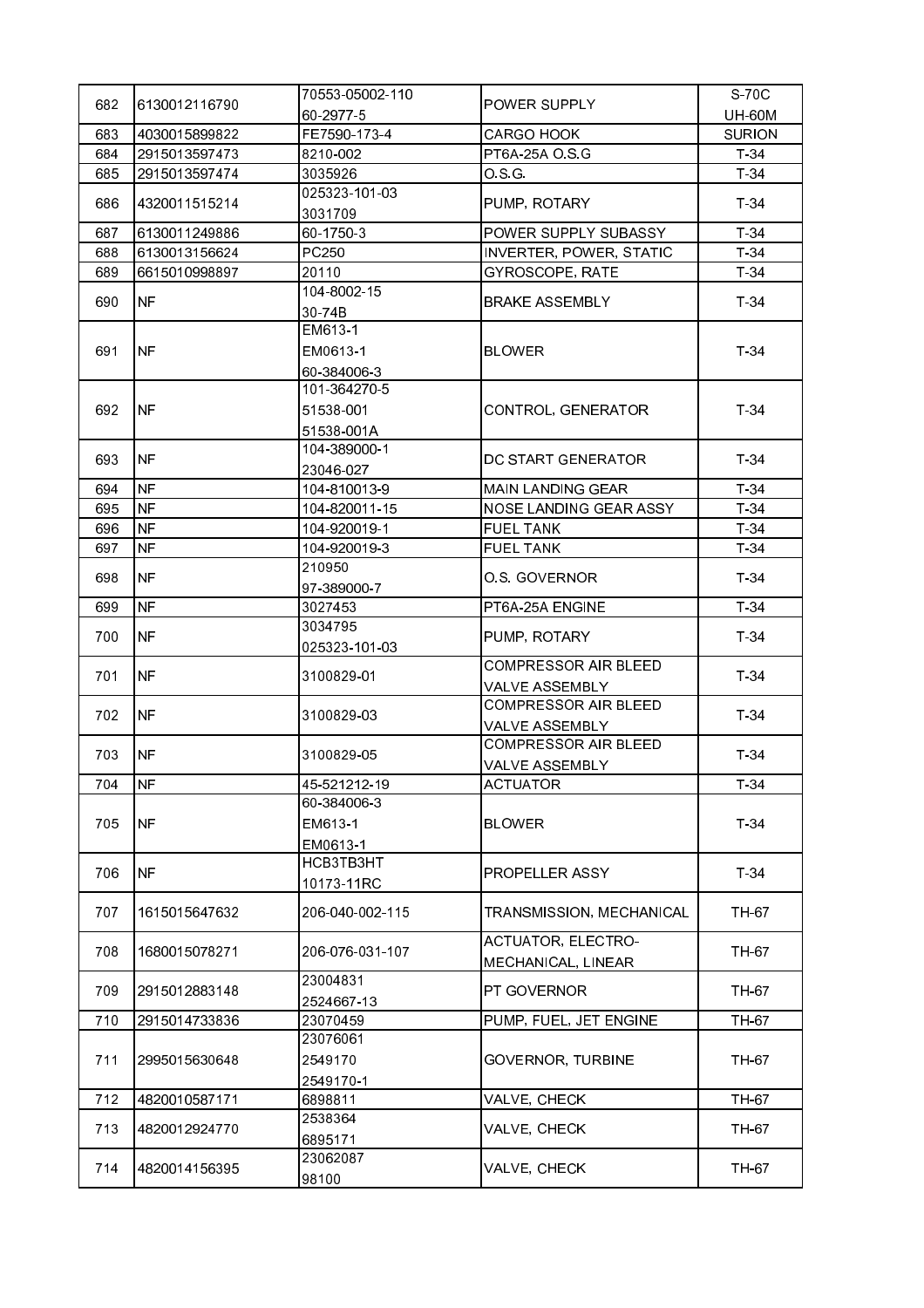| 682 | 6130012116790 | 70553-05002-110<br>60-2977-5 | POWER SUPPLY | S-70C<br>UH-60M |
|---|---|---|---|---|
| 683 | 4030015899822 | FE7590-173-4 | CARGO HOOK | SURION |
| 684 | 2915013597473 | 8210-002 | PT6A-25A O.S.G | T-34 |
| 685 | 2915013597474 | 3035926 | O.S.G. | T-34 |
| 686 | 4320011515214 | 025323-101-03<br>3031709 | PUMP, ROTARY | T-34 |
| 687 | 6130011249886 | 60-1750-3 | POWER SUPPLY SUBASSY | T-34 |
| 688 | 6130013156624 | PC250 | INVERTER, POWER, STATIC | T-34 |
| 689 | 6615010998897 | 20110 | GYROSCOPE, RATE | T-34 |
| 690 | NF | 104-8002-15<br>30-74B | BRAKE ASSEMBLY | T-34 |
| 691 | NF | EM613-1<br>EM0613-1<br>60-384006-3 | BLOWER | T-34 |
| 692 | NF | 101-364270-5<br>51538-001<br>51538-001A | CONTROL, GENERATOR | T-34 |
| 693 | NF | 104-389000-1<br>23046-027 | DC START GENERATOR | T-34 |
| 694 | NF | 104-810013-9 | MAIN LANDING GEAR | T-34 |
| 695 | NF | 104-820011-15 | NOSE LANDING GEAR ASSY | T-34 |
| 696 | NF | 104-920019-1 | FUEL TANK | T-34 |
| 697 | NF | 104-920019-3 | FUEL TANK | T-34 |
| 698 | NF | 210950<br>97-389000-7 | O.S. GOVERNOR | T-34 |
| 699 | NF | 3027453 | PT6A-25A ENGINE | T-34 |
| 700 | NF | 3034795<br>025323-101-03 | PUMP, ROTARY | T-34 |
| 701 | NF | 3100829-01 | COMPRESSOR AIR BLEED VALVE ASSEMBLY | T-34 |
| 702 | NF | 3100829-03 | COMPRESSOR AIR BLEED VALVE ASSEMBLY | T-34 |
| 703 | NF | 3100829-05 | COMPRESSOR AIR BLEED VALVE ASSEMBLY | T-34 |
| 704 | NF | 45-521212-19 | ACTUATOR | T-34 |
| 705 | NF | 60-384006-3<br>EM613-1<br>EM0613-1 | BLOWER | T-34 |
| 706 | NF | HCB3TB3HT<br>10173-11RC | PROPELLER ASSY | T-34 |
| 707 | 1615015647632 | 206-040-002-115 | TRANSMISSION, MECHANICAL | TH-67 |
| 708 | 1680015078271 | 206-076-031-107 | ACTUATOR, ELECTRO-MECHANICAL, LINEAR | TH-67 |
| 709 | 2915012883148 | 23004831<br>2524667-13 | PT GOVERNOR | TH-67 |
| 710 | 2915014733836 | 23070459 | PUMP, FUEL, JET ENGINE | TH-67 |
| 711 | 2995015630648 | 23076061<br>2549170<br>2549170-1 | GOVERNOR, TURBINE | TH-67 |
| 712 | 4820010587171 | 6898811 | VALVE, CHECK | TH-67 |
| 713 | 4820012924770 | 2538364<br>6895171 | VALVE, CHECK | TH-67 |
| 714 | 4820014156395 | 23062087<br>98100 | VALVE, CHECK | TH-67 |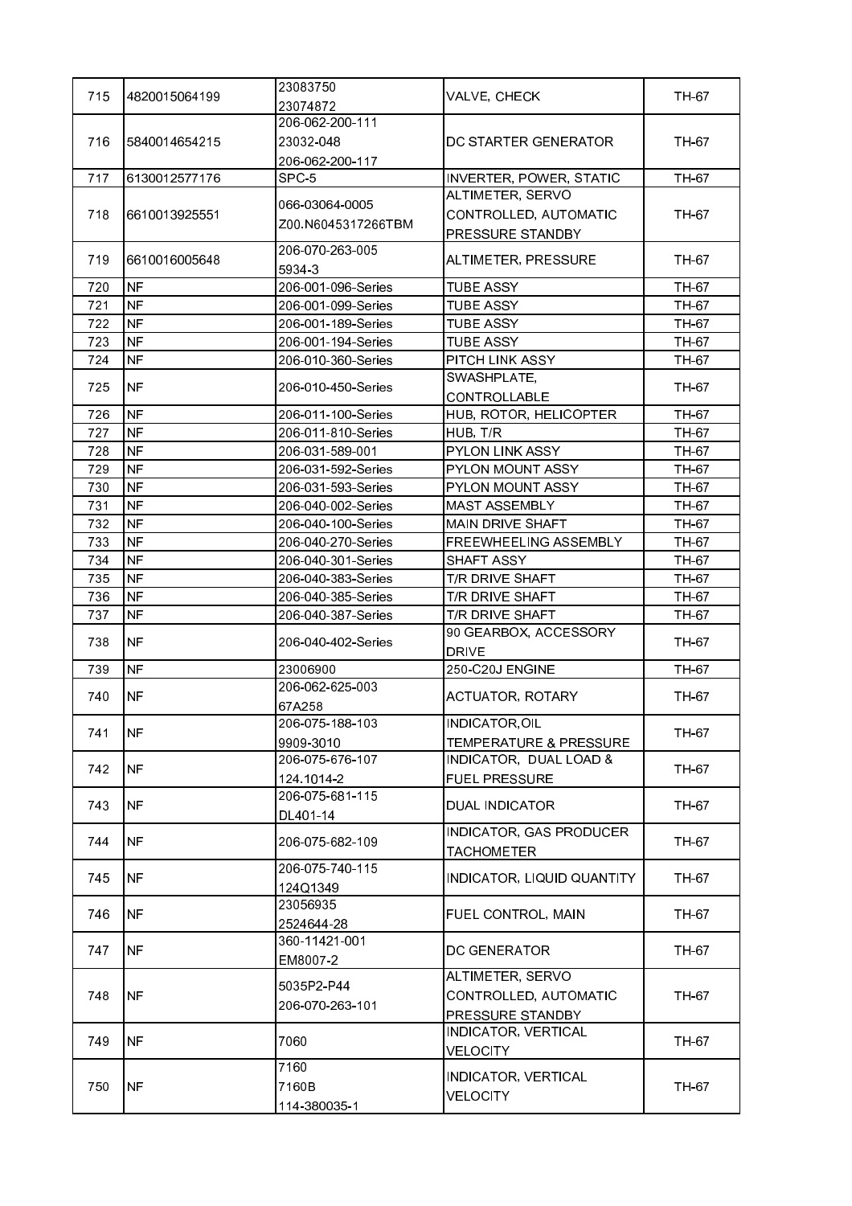| 715 | 4820015064199 | 23083750<br>23074872 | VALVE, CHECK | TH-67 |
|---|---|---|---|---|
| 716 | 5840014654215 | 206-062-200-111<br>23032-048<br>206-062-200-117 | DC STARTER GENERATOR | TH-67 |
| 717 | 6130012577176 | SPC-5 | INVERTER, POWER, STATIC | TH-67 |
| 718 | 6610013925551 | 066-03064-0005<br>Z00.N6045317266TBM | ALTIMETER, SERVO CONTROLLED, AUTOMATIC PRESSURE STANDBY | TH-67 |
| 719 | 6610016005648 | 206-070-263-005<br>5934-3 | ALTIMETER, PRESSURE | TH-67 |
| 720 | NF | 206-001-096-Series | TUBE ASSY | TH-67 |
| 721 | NF | 206-001-099-Series | TUBE ASSY | TH-67 |
| 722 | NF | 206-001-189-Series | TUBE ASSY | TH-67 |
| 723 | NF | 206-001-194-Series | TUBE ASSY | TH-67 |
| 724 | NF | 206-010-360-Series | PITCH LINK ASSY | TH-67 |
| 725 | NF | 206-010-450-Series | SWASHPLATE, CONTROLLABLE | TH-67 |
| 726 | NF | 206-011-100-Series | HUB, ROTOR, HELICOPTER | TH-67 |
| 727 | NF | 206-011-810-Series | HUB, T/R | TH-67 |
| 728 | NF | 206-031-589-001 | PYLON LINK ASSY | TH-67 |
| 729 | NF | 206-031-592-Series | PYLON MOUNT ASSY | TH-67 |
| 730 | NF | 206-031-593-Series | PYLON MOUNT ASSY | TH-67 |
| 731 | NF | 206-040-002-Series | MAST ASSEMBLY | TH-67 |
| 732 | NF | 206-040-100-Series | MAIN DRIVE SHAFT | TH-67 |
| 733 | NF | 206-040-270-Series | FREEWHEELING ASSEMBLY | TH-67 |
| 734 | NF | 206-040-301-Series | SHAFT ASSY | TH-67 |
| 735 | NF | 206-040-383-Series | T/R DRIVE SHAFT | TH-67 |
| 736 | NF | 206-040-385-Series | T/R DRIVE SHAFT | TH-67 |
| 737 | NF | 206-040-387-Series | T/R DRIVE SHAFT | TH-67 |
| 738 | NF | 206-040-402-Series | 90 GEARBOX, ACCESSORY DRIVE | TH-67 |
| 739 | NF | 23006900 | 250-C20J ENGINE | TH-67 |
| 740 | NF | 206-062-625-003<br>67A258 | ACTUATOR, ROTARY | TH-67 |
| 741 | NF | 206-075-188-103<br>9909-3010 | INDICATOR,OIL TEMPERATURE & PRESSURE | TH-67 |
| 742 | NF | 206-075-676-107<br>124.1014-2 | INDICATOR, DUAL LOAD & FUEL PRESSURE | TH-67 |
| 743 | NF | 206-075-681-115<br>DL401-14 | DUAL INDICATOR | TH-67 |
| 744 | NF | 206-075-682-109 | INDICATOR, GAS PRODUCER TACHOMETER | TH-67 |
| 745 | NF | 206-075-740-115<br>124Q1349 | INDICATOR, LIQUID QUANTITY | TH-67 |
| 746 | NF | 23056935<br>2524644-28 | FUEL CONTROL, MAIN | TH-67 |
| 747 | NF | 360-11421-001<br>EM8007-2 | DC GENERATOR | TH-67 |
| 748 | NF | 5035P2-P44<br>206-070-263-101 | ALTIMETER, SERVO CONTROLLED, AUTOMATIC PRESSURE STANDBY | TH-67 |
| 749 | NF | 7060 | INDICATOR, VERTICAL VELOCITY | TH-67 |
| 750 | NF | 7160<br>7160B<br>114-380035-1 | INDICATOR, VERTICAL VELOCITY | TH-67 |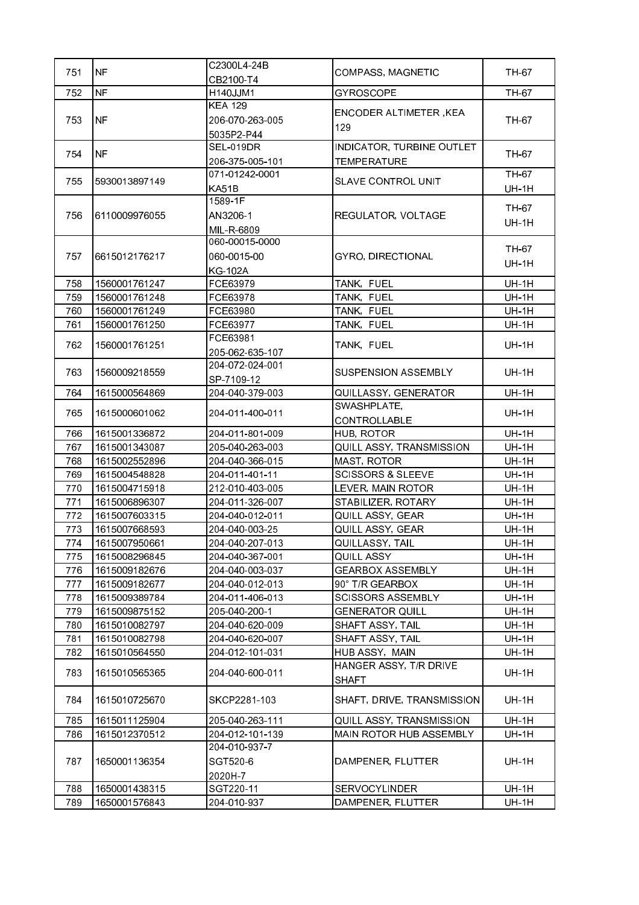| | | | | |
|---|---|---|---|---|
| 751 | NF | C2300L4-24B<br>CB2100-T4 | COMPASS, MAGNETIC | TH-67 |
| 752 | NF | H140JJM1 | GYROSCOPE | TH-67 |
| 753 | NF | KEA 129<br>206-070-263-005<br>5035P2-P44 | ENCODER ALTIMETER ,KEA 129 | TH-67 |
| 754 | NF | SEL-019DR<br>206-375-005-101 | INDICATOR, TURBINE OUTLET TEMPERATURE | TH-67 |
| 755 | 5930013897149 | 071-01242-0001<br>KA51B | SLAVE CONTROL UNIT | TH-67<br>UH-1H |
| 756 | 6110009976055 | 1589-1F<br>AN3206-1<br>MIL-R-6809 | REGULATOR, VOLTAGE | TH-67<br>UH-1H |
| 757 | 6615012176217 | 060-00015-0000<br>060-0015-00<br>KG-102A | GYRO, DIRECTIONAL | TH-67<br>UH-1H |
| 758 | 1560001761247 | FCE63979 | TANK, FUEL | UH-1H |
| 759 | 1560001761248 | FCE63978 | TANK, FUEL | UH-1H |
| 760 | 1560001761249 | FCE63980 | TANK, FUEL | UH-1H |
| 761 | 1560001761250 | FCE63977 | TANK, FUEL | UH-1H |
| 762 | 1560001761251 | FCE63981<br>205-062-635-107 | TANK, FUEL | UH-1H |
| 763 | 1560009218559 | 204-072-024-001<br>SP-7109-12 | SUSPENSION ASSEMBLY | UH-1H |
| 764 | 1615000564869 | 204-040-379-003 | QUILLASSY, GENERATOR | UH-1H |
| 765 | 1615000601062 | 204-011-400-011 | SWASHPLATE, CONTROLLABLE | UH-1H |
| 766 | 1615001336872 | 204-011-801-009 | HUB, ROTOR | UH-1H |
| 767 | 1615001343087 | 205-040-263-003 | QUILL ASSY, TRANSMISSION | UH-1H |
| 768 | 1615002552896 | 204-040-366-015 | MAST, ROTOR | UH-1H |
| 769 | 1615004548828 | 204-011-401-11 | SCISSORS & SLEEVE | UH-1H |
| 770 | 1615004715918 | 212-010-403-005 | LEVER, MAIN ROTOR | UH-1H |
| 771 | 1615006896307 | 204-011-326-007 | STABILIZER, ROTARY | UH-1H |
| 772 | 1615007603315 | 204-040-012-011 | QUILL ASSY, GEAR | UH-1H |
| 773 | 1615007668593 | 204-040-003-25 | QUILL ASSY, GEAR | UH-1H |
| 774 | 1615007950661 | 204-040-207-013 | QUILLASSY, TAIL | UH-1H |
| 775 | 1615008296845 | 204-040-367-001 | QUILL ASSY | UH-1H |
| 776 | 1615009182676 | 204-040-003-037 | GEARBOX ASSEMBLY | UH-1H |
| 777 | 1615009182677 | 204-040-012-013 | 90° T/R GEARBOX | UH-1H |
| 778 | 1615009389784 | 204-011-406-013 | SCISSORS ASSEMBLY | UH-1H |
| 779 | 1615009875152 | 205-040-200-1 | GENERATOR QUILL | UH-1H |
| 780 | 1615010082797 | 204-040-620-009 | SHAFT ASSY, TAIL | UH-1H |
| 781 | 1615010082798 | 204-040-620-007 | SHAFT ASSY, TAIL | UH-1H |
| 782 | 1615010564550 | 204-012-101-031 | HUB ASSY, MAIN | UH-1H |
| 783 | 1615010565365 | 204-040-600-011 | HANGER ASSY, T/R DRIVE SHAFT | UH-1H |
| 784 | 1615010725670 | SKCP2281-103 | SHAFT, DRIVE, TRANSMISSION | UH-1H |
| 785 | 1615011125904 | 205-040-263-111 | QUILL ASSY, TRANSMISSION | UH-1H |
| 786 | 1615012370512 | 204-012-101-139 | MAIN ROTOR HUB ASSEMBLY | UH-1H |
| 787 | 1650001136354 | 204-010-937-7<br>SGT520-6<br>2020H-7 | DAMPENER, FLUTTER | UH-1H |
| 788 | 1650001438315 | SGT220-11 | SERVOCYLINDER | UH-1H |
| 789 | 1650001576843 | 204-010-937 | DAMPENER, FLUTTER | UH-1H |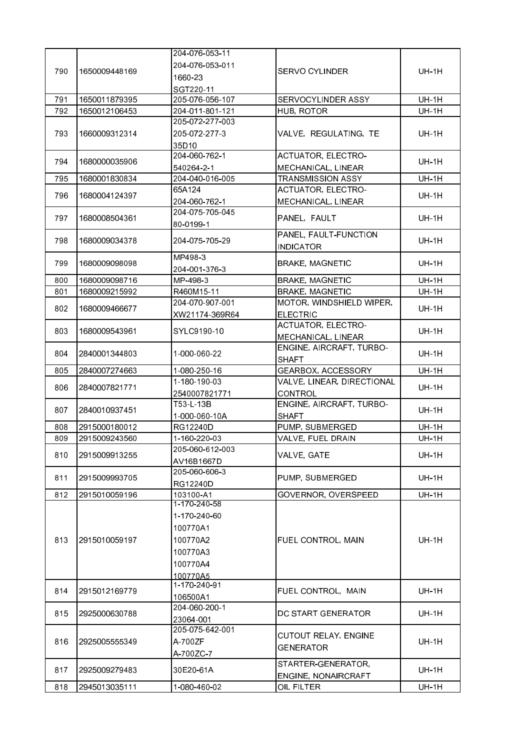| | | | | |
|---|---|---|---|---|
| 790 | 1650009448169 | 204-076-053-11<br>204-076-053-011<br>1660-23<br>SGT220-11 | SERVO CYLINDER | UH-1H |
| 791 | 1650011879395 | 205-076-056-107 | SERVOCYLINDER ASSY | UH-1H |
| 792 | 1650012106453 | 204-011-801-121 | HUB, ROTOR | UH-1H |
| 793 | 1660009312314 | 205-072-277-003<br>205-072-277-3<br>35D10 | VALVE, REGULATING, TE | UH-1H |
| 794 | 1680000035906 | 204-060-762-1<br>540264-2-1 | ACTUATOR, ELECTRO-MECHANICAL, LINEAR | UH-1H |
| 795 | 1680001830834 | 204-040-016-005 | TRANSMISSION ASSY | UH-1H |
| 796 | 1680004124397 | 65A124<br>204-060-762-1 | ACTUATOR, ELECTRO-MECHANICAL, LINEAR | UH-1H |
| 797 | 1680008504361 | 204-075-705-045<br>80-0199-1 | PANEL, FAULT | UH-1H |
| 798 | 1680009034378 | 204-075-705-29 | PANEL, FAULT-FUNCTION INDICATOR | UH-1H |
| 799 | 1680009098098 | MP498-3<br>204-001-376-3 | BRAKE, MAGNETIC | UH-1H |
| 800 | 1680009098716 | MP-498-3 | BRAKE, MAGNETIC | UH-1H |
| 801 | 1680009215992 | R460M15-11 | BRAKE, MAGNETIC | UH-1H |
| 802 | 1680009466677 | 204-070-907-001<br>XW21174-369R64 | MOTOR, WINDSHIELD WIPER, ELECTRIC | UH-1H |
| 803 | 1680009543961 | SYLC9190-10 | ACTUATOR, ELECTRO-MECHANICAL, LINEAR | UH-1H |
| 804 | 2840001344803 | 1-000-060-22 | ENGINE, AIRCRAFT, TURBO-SHAFT | UH-1H |
| 805 | 2840007274663 | 1-080-250-16 | GEARBOX, ACCESSORY | UH-1H |
| 806 | 2840007821771 | 1-180-190-03<br>2540007821771 | VALVE, LINEAR, DIRECTIONAL CONTROL | UH-1H |
| 807 | 2840010937451 | T53-L-13B<br>1-000-060-10A | ENGINE, AIRCRAFT, TURBO-SHAFT | UH-1H |
| 808 | 2915000180012 | RG12240D | PUMP, SUBMERGED | UH-1H |
| 809 | 2915009243560 | 1-160-220-03 | VALVE, FUEL DRAIN | UH-1H |
| 810 | 2915009913255 | 205-060-612-003<br>AV16B1667D | VALVE, GATE | UH-1H |
| 811 | 2915009993705 | 205-060-606-3<br>RG12240D | PUMP, SUBMERGED | UH-1H |
| 812 | 2915010059196 | 103100-A1 | GOVERNOR, OVERSPEED | UH-1H |
| 813 | 2915010059197 | 1-170-240-58<br>1-170-240-60<br>100770A1<br>100770A2<br>100770A3<br>100770A4<br>100770A5 | FUEL CONTROL, MAIN | UH-1H |
| 814 | 2915012169779 | 1-170-240-91<br>106500A1 | FUEL CONTROL, MAIN | UH-1H |
| 815 | 2925000630788 | 204-060-200-1<br>23064-001 | DC START GENERATOR | UH-1H |
| 816 | 2925005555349 | 205-075-642-001<br>A-700ZF<br>A-700ZC-7 | CUTOUT RELAY, ENGINE GENERATOR | UH-1H |
| 817 | 2925009279483 | 30E20-61A | STARTER-GENERATOR, ENGINE, NONAIRCRAFT | UH-1H |
| 818 | 2945013035111 | 1-080-460-02 | OIL FILTER | UH-1H |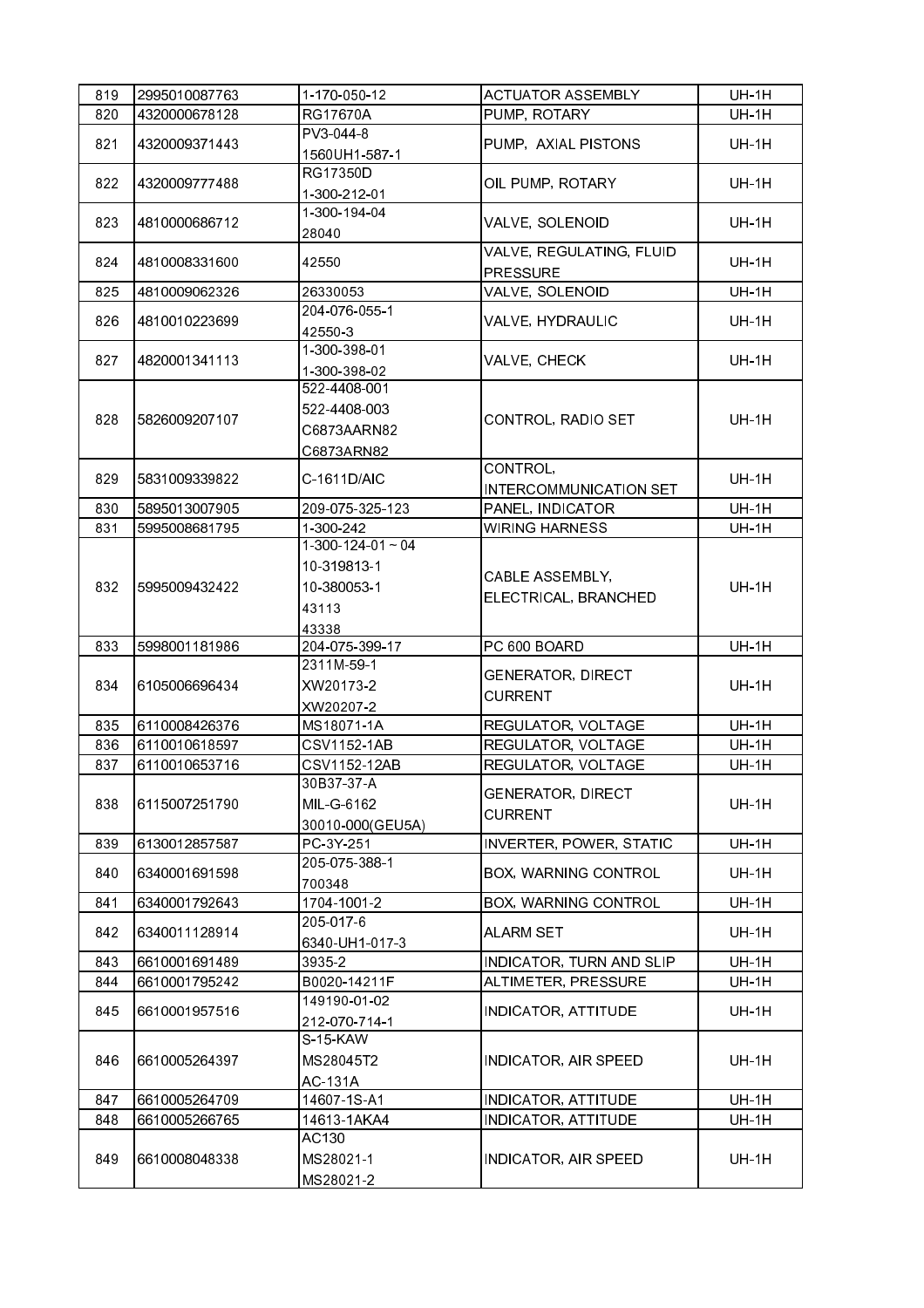| | | | | |
|---|---|---|---|---|
| 819 | 2995010087763 | 1-170-050-12 | ACTUATOR ASSEMBLY | UH-1H |
| 820 | 4320000678128 | RG17670A | PUMP, ROTARY | UH-1H |
| 821 | 4320009371443 | PV3-044-8<br>1560UH1-587-1 | PUMP,  AXIAL PISTONS | UH-1H |
| 822 | 4320009777488 | RG17350D<br>1-300-212-01 | OIL PUMP, ROTARY | UH-1H |
| 823 | 4810000686712 | 1-300-194-04<br>28040 | VALVE, SOLENOID | UH-1H |
| 824 | 4810008331600 | 42550 | VALVE, REGULATING, FLUID PRESSURE | UH-1H |
| 825 | 4810009062326 | 26330053 | VALVE, SOLENOID | UH-1H |
| 826 | 4810010223699 | 204-076-055-1<br>42550-3 | VALVE, HYDRAULIC | UH-1H |
| 827 | 4820001341113 | 1-300-398-01<br>1-300-398-02 | VALVE, CHECK | UH-1H |
| 828 | 5826009207107 | 522-4408-001<br>522-4408-003<br>C6873AARN82<br>C6873ARN82 | CONTROL, RADIO SET | UH-1H |
| 829 | 5831009339822 | C-1611D/AIC | CONTROL, INTERCOMMUNICATION SET | UH-1H |
| 830 | 5895013007905 | 209-075-325-123 | PANEL, INDICATOR | UH-1H |
| 831 | 5995008681795 | 1-300-242 | WIRING HARNESS | UH-1H |
| 832 | 5995009432422 | 1-300-124-01 ~ 04<br>10-319813-1<br>10-380053-1<br>43113<br>43338 | CABLE ASSEMBLY, ELECTRICAL, BRANCHED | UH-1H |
| 833 | 5998001181986 | 204-075-399-17 | PC 600 BOARD | UH-1H |
| 834 | 6105006696434 | 2311M-59-1<br>XW20173-2<br>XW20207-2 | GENERATOR, DIRECT CURRENT | UH-1H |
| 835 | 6110008426376 | MS18071-1A | REGULATOR, VOLTAGE | UH-1H |
| 836 | 6110010618597 | CSV1152-1AB | REGULATOR, VOLTAGE | UH-1H |
| 837 | 6110010653716 | CSV1152-12AB | REGULATOR, VOLTAGE | UH-1H |
| 838 | 6115007251790 | 30B37-37-A<br>MIL-G-6162<br>30010-000(GEU5A) | GENERATOR, DIRECT CURRENT | UH-1H |
| 839 | 6130012857587 | PC-3Y-251 | INVERTER, POWER, STATIC | UH-1H |
| 840 | 6340001691598 | 205-075-388-1<br>700348 | BOX, WARNING CONTROL | UH-1H |
| 841 | 6340001792643 | 1704-1001-2 | BOX, WARNING CONTROL | UH-1H |
| 842 | 6340011128914 | 205-017-6<br>6340-UH1-017-3 | ALARM SET | UH-1H |
| 843 | 6610001691489 | 3935-2 | INDICATOR, TURN AND SLIP | UH-1H |
| 844 | 6610001795242 | B0020-14211F | ALTIMETER, PRESSURE | UH-1H |
| 845 | 6610001957516 | 149190-01-02<br>212-070-714-1 | INDICATOR, ATTITUDE | UH-1H |
| 846 | 6610005264397 | S-15-KAW<br>MS28045T2<br>AC-131A | INDICATOR, AIR SPEED | UH-1H |
| 847 | 6610005264709 | 14607-1S-A1 | INDICATOR, ATTITUDE | UH-1H |
| 848 | 6610005266765 | 14613-1AKA4 | INDICATOR, ATTITUDE | UH-1H |
| 849 | 6610008048338 | AC130<br>MS28021-1<br>MS28021-2 | INDICATOR, AIR SPEED | UH-1H |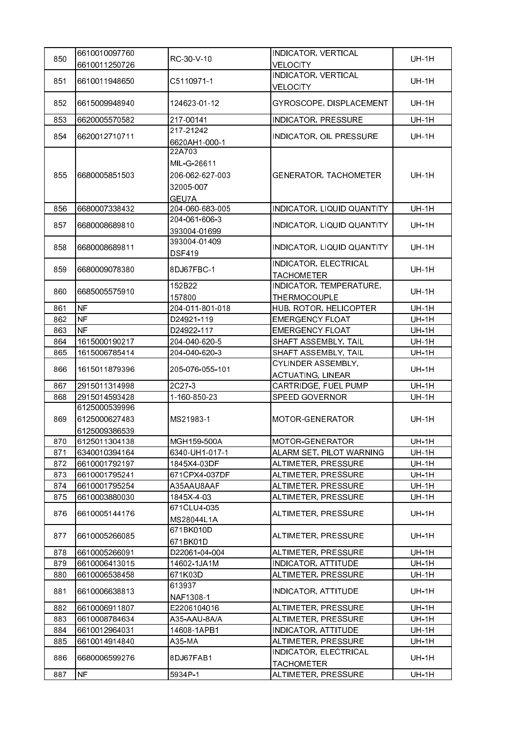| 850 | 6610010097760<br>6610011250726 | RC-30-V-10 | INDICATOR, VERTICAL VELOCITY | UH-1H |
|---|---|---|---|---|
| 851 | 6610011948650 | C5110971-1 | INDICATOR, VERTICAL VELOCITY | UH-1H |
| 852 | 6615009948940 | 124623-01-12 | GYROSCOPE, DISPLACEMENT | UH-1H |
| 853 | 6620005570582 | 217-00141 | INDICATOR, PRESSURE | UH-1H |
| 854 | 6620012710711 | 217-21242<br>6620AH1-000-1 | INDICATOR, OIL PRESSURE | UH-1H |
| 855 | 6680005851503 | 22A703<br>MIL-G-26611<br>206-062-627-003<br>32005-007<br>GEU7A | GENERATOR, TACHOMETER | UH-1H |
| 856 | 6680007338432 | 204-060-683-005 | INDICATOR, LIQUID QUANTITY | UH-1H |
| 857 | 6680008689810 | 204-061-606-3<br>393004-01699 | INDICATOR, LIQUID QUANTITY | UH-1H |
| 858 | 6680008689811 | 393004-01409<br>DSF419 | INDICATOR, LIQUID QUANTITY | UH-1H |
| 859 | 6680009078380 | 8DJ67FBC-1 | INDICATOR, ELECTRICAL TACHOMETER | UH-1H |
| 860 | 6685005575910 | 152B22<br>157800 | INDICATOR, TEMPERATURE, THERMOCOUPLE | UH-1H |
| 861 | NF | 204-011-801-018 | HUB, ROTOR, HELICOPTER | UH-1H |
| 862 | NF | D24921-119 | EMERGENCY FLOAT | UH-1H |
| 863 | NF | D24922-117 | EMERGENCY FLOAT | UH-1H |
| 864 | 1615000190217 | 204-040-620-5 | SHAFT ASSEMBLY, TAIL | UH-1H |
| 865 | 1615006785414 | 204-040-620-3 | SHAFT ASSEMBLY, TAIL | UH-1H |
| 866 | 1615011879396 | 205-076-055-101 | CYLINDER ASSEMBLY, ACTUATING, LINEAR | UH-1H |
| 867 | 2915011314998 | 2C27-3 | CARTRIDGE, FUEL PUMP | UH-1H |
| 868 | 2915014593428 | 1-160-850-23 | SPEED GOVERNOR | UH-1H |
| 869 | 6125000539996<br>6125000627483<br>6125009386539 | MS21983-1 | MOTOR-GENERATOR | UH-1H |
| 870 | 6125011304138 | MGH159-500A | MOTOR-GENERATOR | UH-1H |
| 871 | 6340010394164 | 6340-UH1-017-1 | ALARM SET, PILOT WARNING | UH-1H |
| 872 | 6610001792197 | 1845X4-03DF | ALTIMETER, PRESSURE | UH-1H |
| 873 | 6610001795241 | 671CPX4-037DF | ALTIMETER, PRESSURE | UH-1H |
| 874 | 6610001795254 | A35AAU8AAF | ALTIMETER, PRESSURE | UH-1H |
| 875 | 6610003880030 | 1845X-4-03 | ALTIMETER, PRESSURE | UH-1H |
| 876 | 6610005144176 | 671CLU4-035<br>MS28044L1A | ALTIMETER, PRESSURE | UH-1H |
| 877 | 6610005266085 | 671BK010D<br>671BK01D | ALTIMETER, PRESSURE | UH-1H |
| 878 | 6610005266091 | D22061-04-004 | ALTIMETER, PRESSURE | UH-1H |
| 879 | 6610006413015 | 14602-1JA1M | INDICATOR, ATTITUDE | UH-1H |
| 880 | 6610006538458 | 671K03D | ALTIMETER, PRESSURE | UH-1H |
| 881 | 6610006638813 | 613937<br>NAF1308-1 | INDICATOR, ATTITUDE | UH-1H |
| 882 | 6610006911807 | E2206104016 | ALTIMETER, PRESSURE | UH-1H |
| 883 | 6610008784634 | A35-AAU-8A/A | ALTIMETER, PRESSURE | UH-1H |
| 884 | 6610012964031 | 14608-1APB1 | INDICATOR, ATTITUDE | UH-1H |
| 885 | 6610014914840 | A35-MA | ALTIMETER, PRESSURE | UH-1H |
| 886 | 6680006599276 | 8DJ67FAB1 | INDICATOR, ELECTRICAL TACHOMETER | UH-1H |
| 887 | NF | 5934P-1 | ALTIMETER, PRESSURE | UH-1H |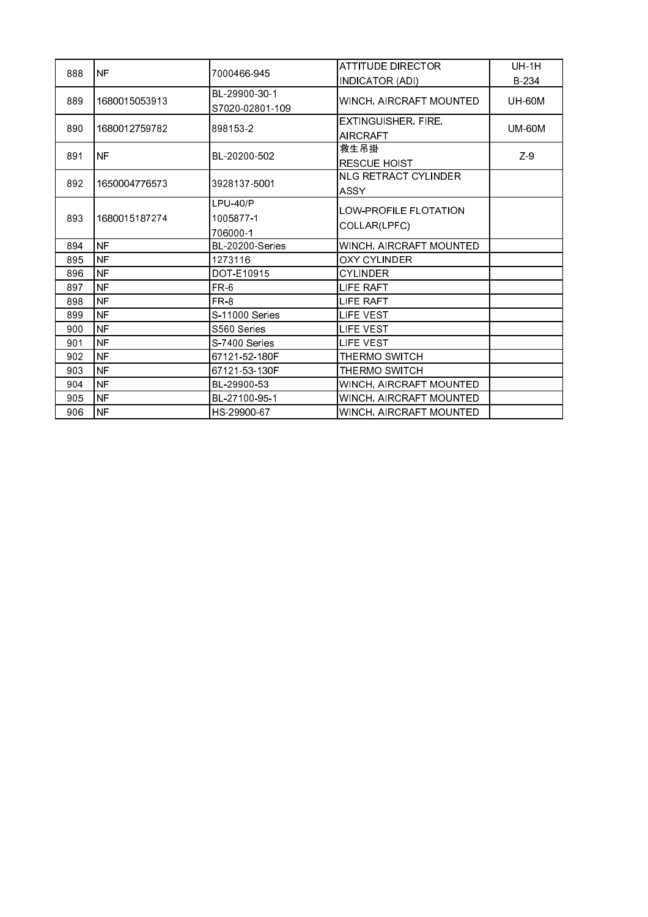| | | | | |
|---|---|---|---|---|
| 888 | NF | 7000466-945 | ATTITUDE DIRECTOR INDICATOR (ADI) | UH-1H B-234 |
| 889 | 1680015053913 | BL-29900-30-1 S7020-02801-109 | WINCH, AIRCRAFT MOUNTED | UH-60M |
| 890 | 1680012759782 | 898153-2 | EXTINGUISHER, FIRE, AIRCRAFT | UM-60M |
| 891 | NF | BL-20200-502 | 救生吊掛 RESCUE HOIST | Z-9 |
| 892 | 1650004776573 | 3928137-5001 | NLG RETRACT CYLINDER ASSY | |
| 893 | 1680015187274 | LPU-40/P 1005877-1 706000-1 | LOW-PROFILE FLOTATION COLLAR(LPFC) | |
| 894 | NF | BL-20200-Series | WINCH, AIRCRAFT MOUNTED | |
| 895 | NF | 1273116 | OXY CYLINDER | |
| 896 | NF | DOT-E10915 | CYLINDER | |
| 897 | NF | FR-6 | LIFE RAFT | |
| 898 | NF | FR-8 | LIFE RAFT | |
| 899 | NF | S-11000 Series | LIFE VEST | |
| 900 | NF | S560 Series | LIFE VEST | |
| 901 | NF | S-7400 Series | LIFE VEST | |
| 902 | NF | 67121-52-180F | THERMO SWITCH | |
| 903 | NF | 67121-53-130F | THERMO SWITCH | |
| 904 | NF | BL-29900-53 | WINCH, AIRCRAFT MOUNTED | |
| 905 | NF | BL-27100-95-1 | WINCH, AIRCRAFT MOUNTED | |
| 906 | NF | HS-29900-67 | WINCH, AIRCRAFT MOUNTED | |